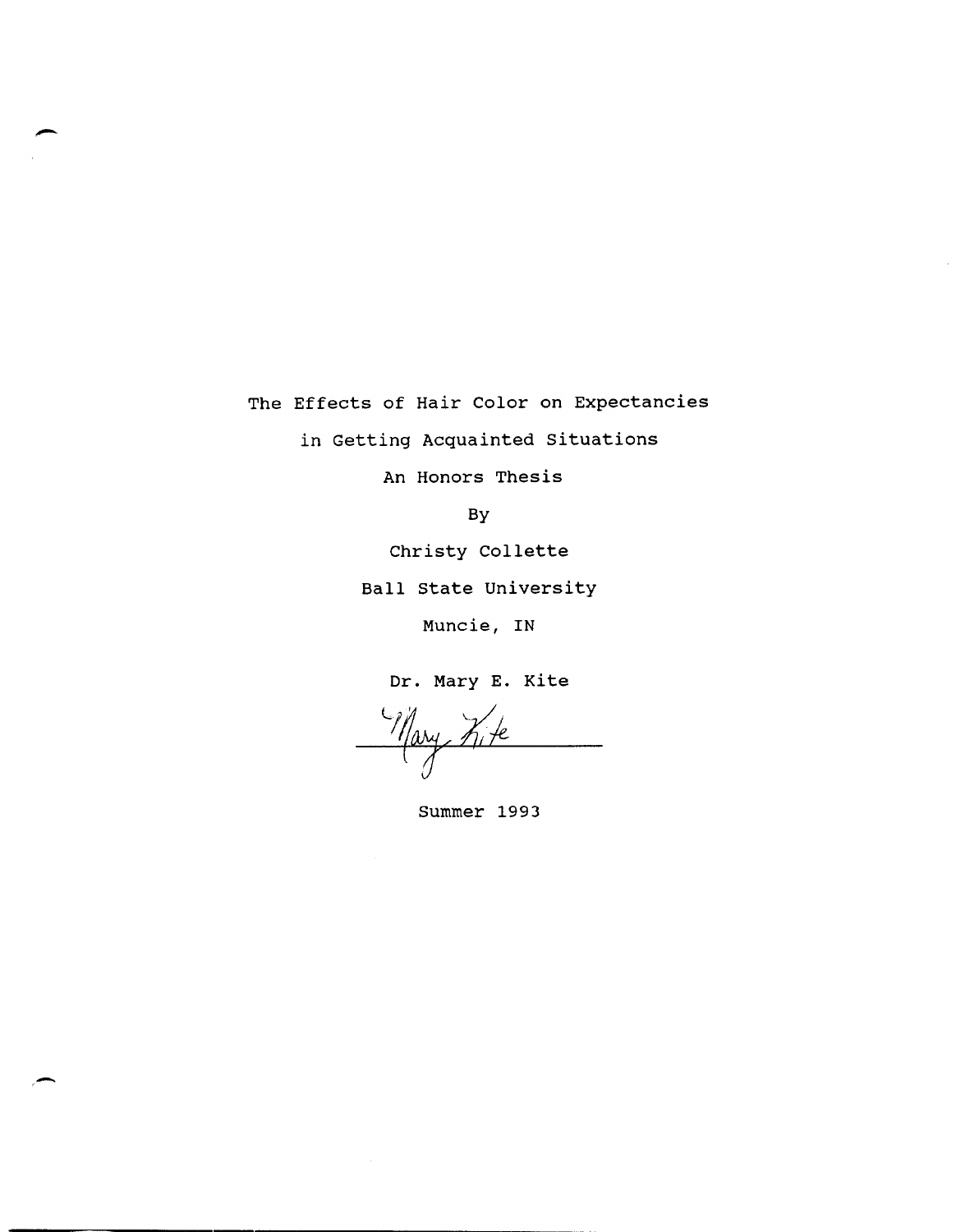# The Effects of Hair Color on Expectancies in Getting Acquainted Situations

An Honors Thesis

By

Christy Collette

Ball State University

Muncie, IN

Dr. Mary E. Kite

Mary Kite

Summer 1993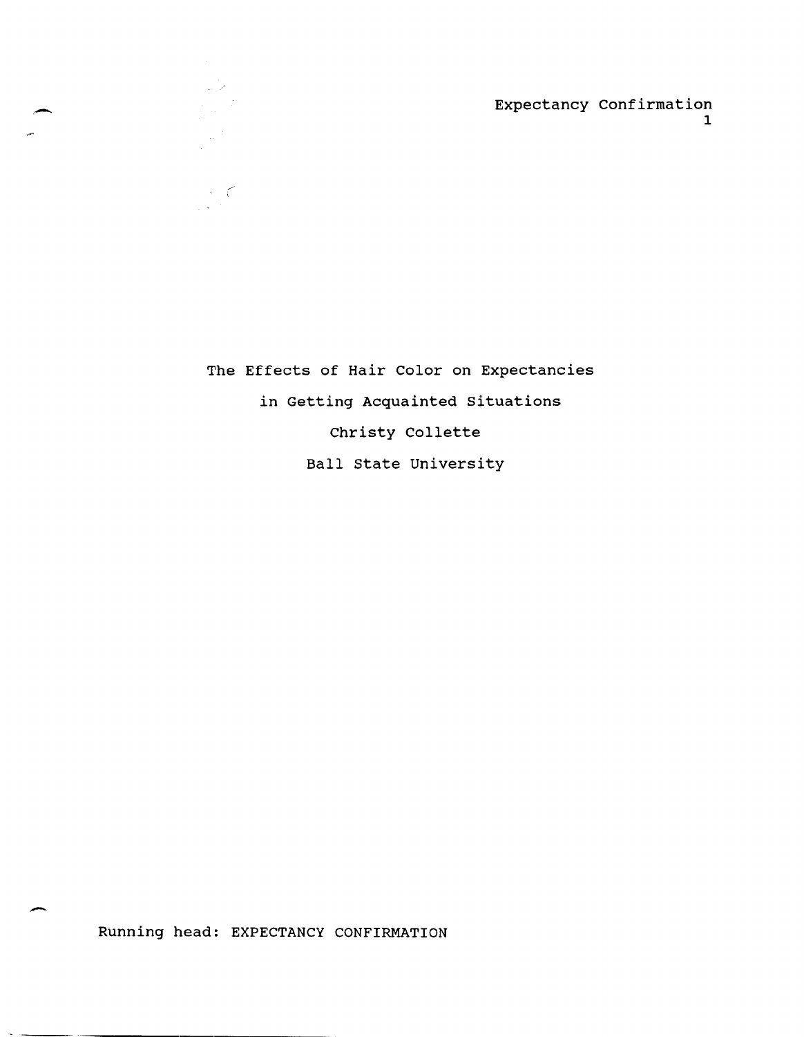# The Effects of Hair Color on Expectancies in Getting Acquainted Situations

Christy Collette

Ball State University

Running head: EXPECTANCY CONFIRMATION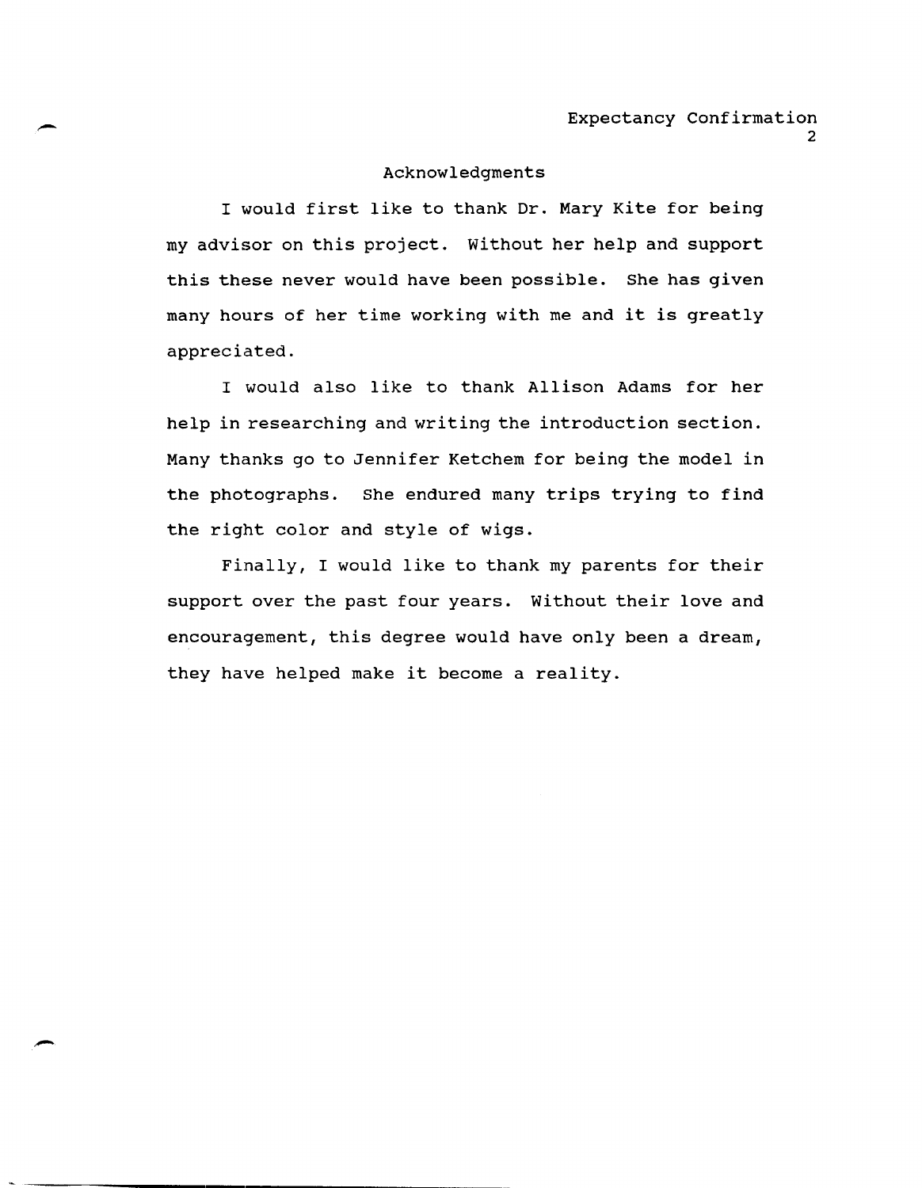## Acknowledgments

I would first like to thank Dr. Mary Kite for being my advisor on this project. Without her help and support this these never would have been possible. She has given many hours of her time working with me and it is greatly appreciated.

I would also like to thank Allison Adams for her help in researching and writing the introduction section. Many thanks go to Jennifer Ketchem for being the model in the photographs. She endured many trips trying to find the right color and style of wigs.

Finally, I would like to thank my parents for their support over the past four years. Without their love and encouragement, this degree would have only been a dream, they have helped make it become a reality.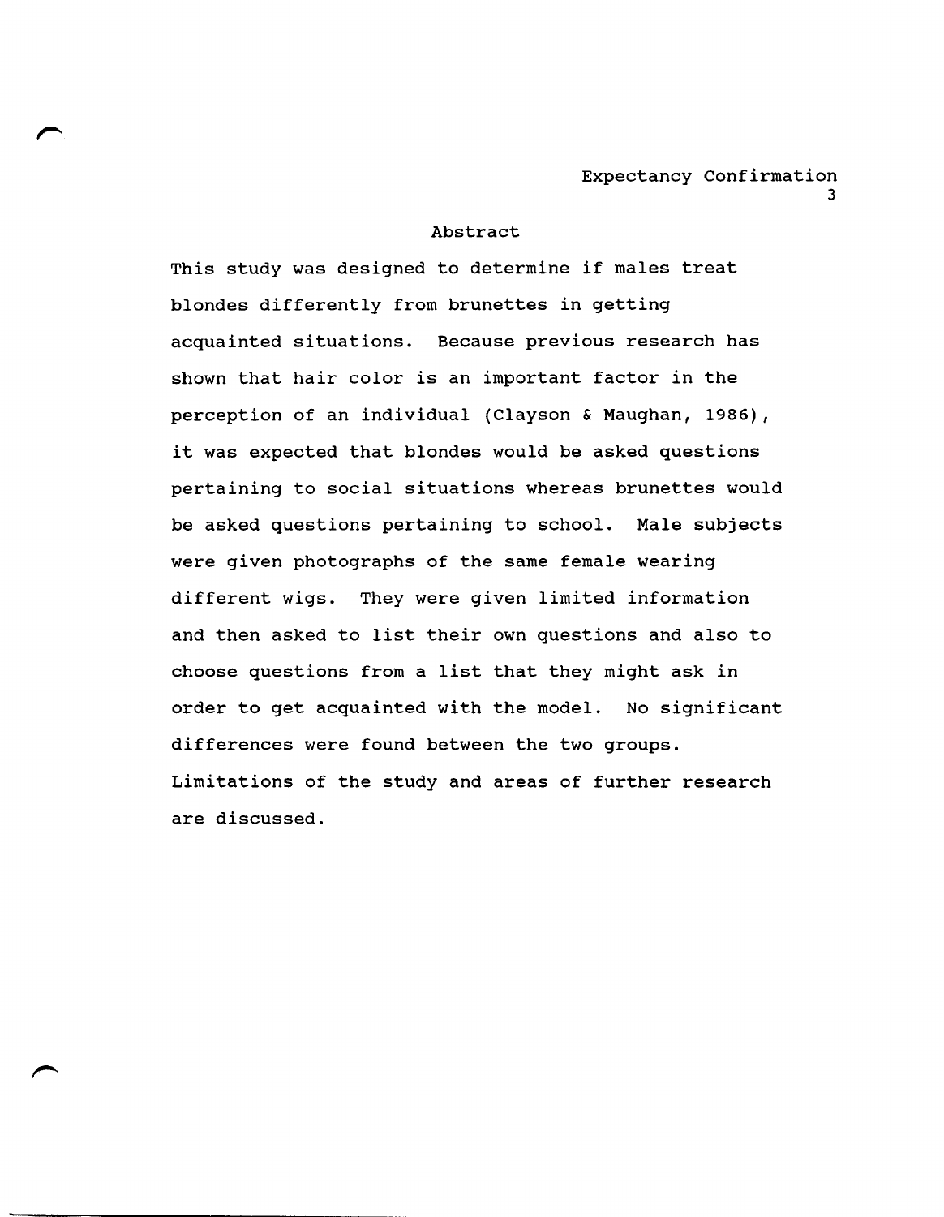## Abstract

This study was designed to determine if males treat blondes differently from brunettes in getting acquainted situations. Because previous research has shown that hair color is an important factor in the perception of an individual (Clayson & Maughan, 1986), it was expected that blondes would be asked questions pertaining to social situations whereas brunettes would be asked questions pertaining to school. Male subjects were given photographs of the same female wearing different wigs. They were given limited information and then asked to list their own questions and also to choose questions from a list that they might ask in order to get acquainted with the model. No significant differences were found between the two groups. Limitations of the study and areas of further research are discussed.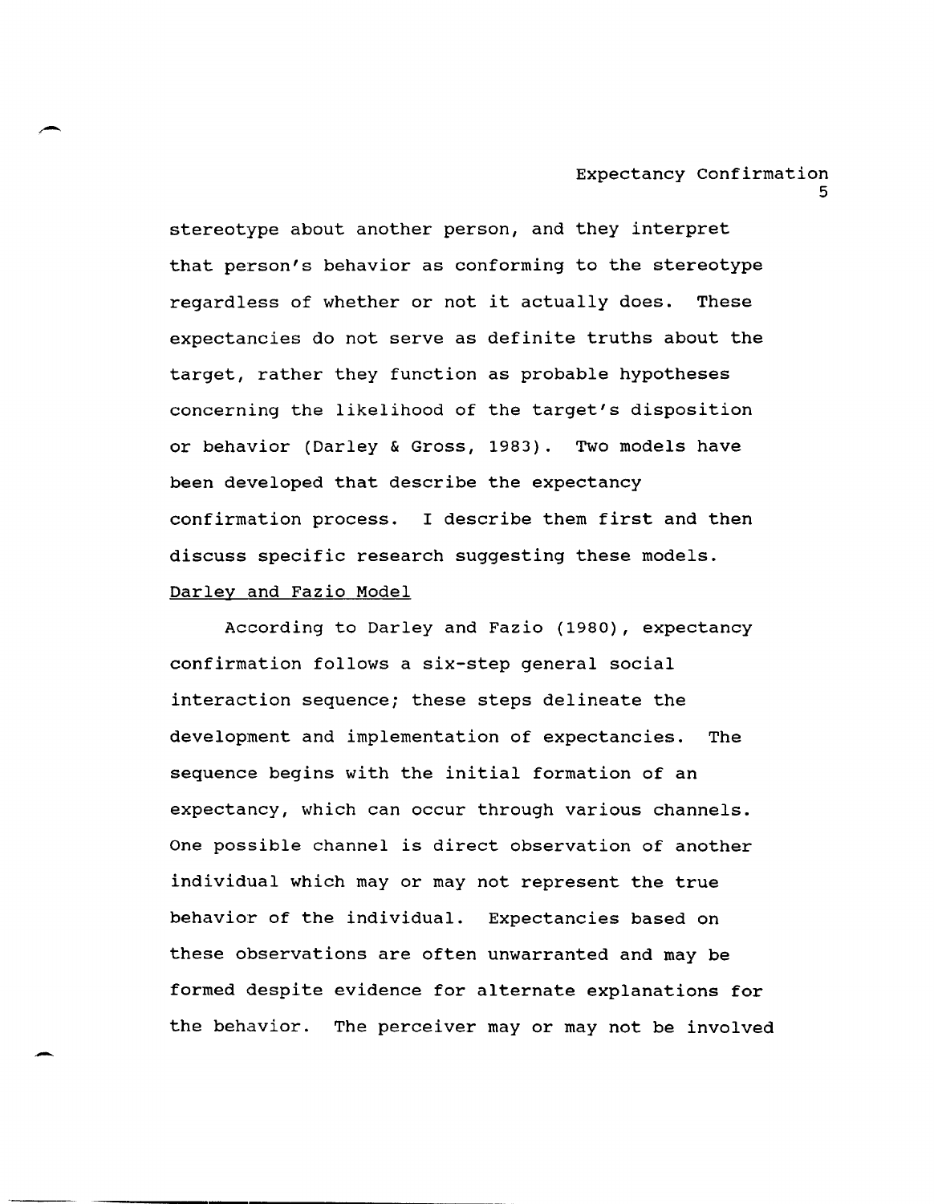stereotype about another person, and they interpret that person's behavior as conforming to the stereotype regardless of whether or not it actually does. These expectancies do not serve as definite truths about the target, rather they function as probable hypotheses concerning the likelihood of the target's disposition or behavior (Darley & Gross, 1983). Two models have been developed that describe the expectancy confirmation process. I describe them first and then discuss specific research suggesting these models.

## Darley and Fazio Model

According to Darley and Fazio (1980), expectancy confirmation follows a six-step general social interaction sequence; these steps delineate the development and implementation of expectancies. The sequence begins with the initial formation of an expectancy, which can occur through various channels. One possible channel is direct observation of another individual which may or may not represent the true behavior of the individual. Expectancies based on these observations are often unwarranted and may be formed despite evidence for alternate explanations for the behavior. The perceiver may or may not be involved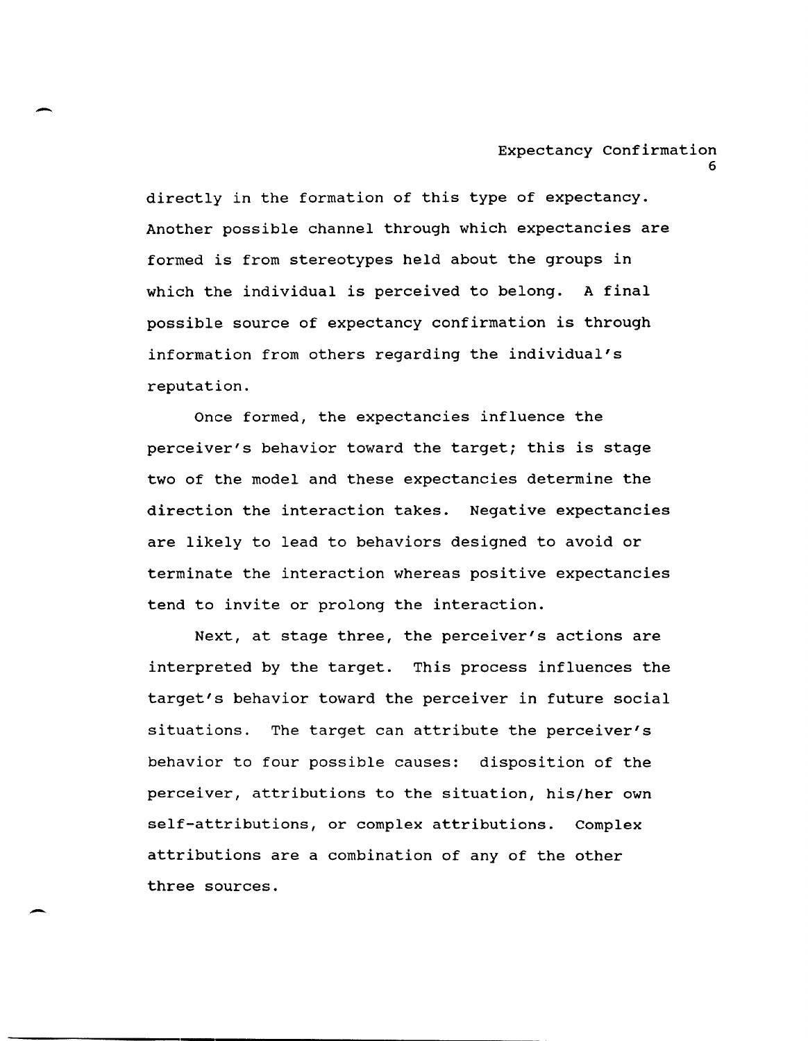directly in the formation of this type of expectancy. Another possible channel through which expectancies are formed is from stereotypes held about the groups in which the individual is perceived to belong. A final possible source of expectancy confirmation is through information from others regarding the individual's reputation.

Once formed, the expectancies influence the perceiver's behavior toward the target; this is stage two of the model and these expectancies determine the direction the interaction takes. Negative expectancies are likely to lead to behaviors designed to avoid or terminate the interaction whereas positive expectancies tend to invite or prolong the interaction.

Next, at stage three, the perceiver's actions are interpreted by the target. This process influences the target's behavior toward the perceiver in future social situations. The target can attribute the perceiver's behavior to four possible causes: disposition of the perceiver, attributions to the situation, his/her own self-attributions, or complex attributions. Complex attributions are a combination of any of the other three sources.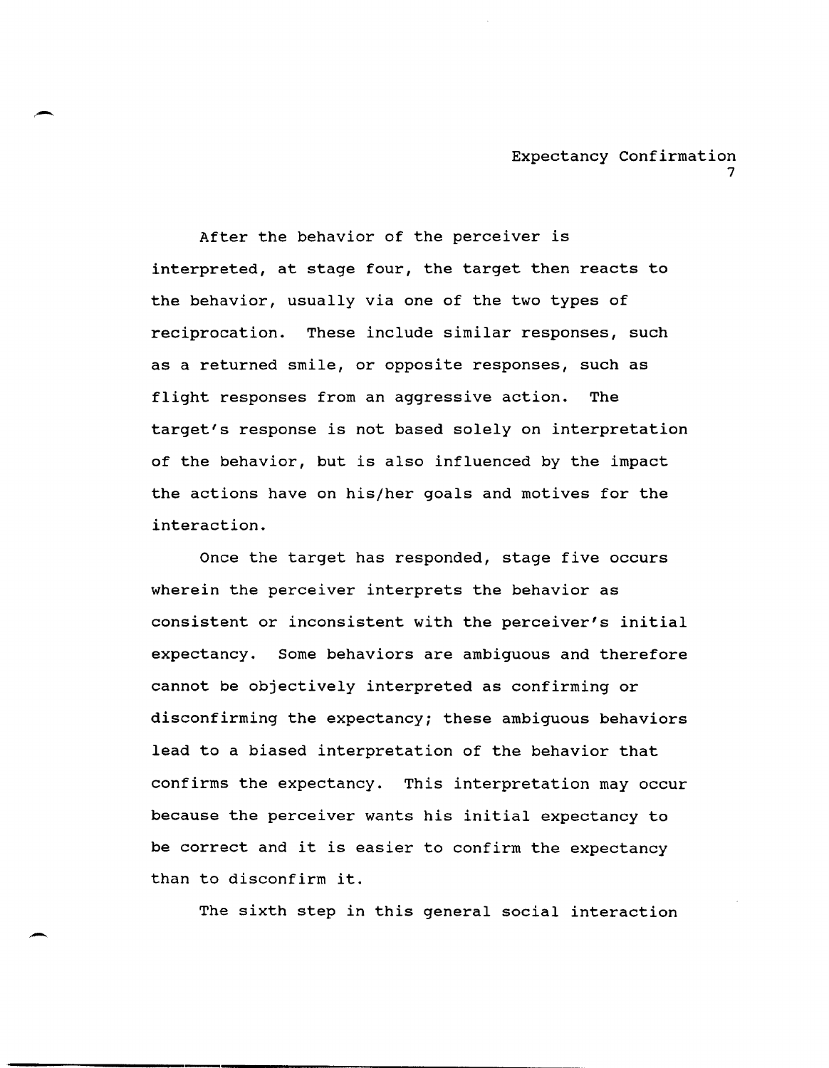After the behavior of the perceiver is interpreted, at stage four, the target then reacts to the behavior, usually via one of the two types of reciprocation. These include similar responses, such as a returned smile, or opposite responses, such as flight responses from an aggressive action. The target's response is not based solely on interpretation of the behavior, but is also influenced by the impact the actions have on his/her goals and motives for the interaction.

Once the target has responded, stage five occurs wherein the perceiver interprets the behavior as consistent or inconsistent with the perceiver's initial expectancy. Some behaviors are ambiguous and therefore cannot be objectively interpreted as confirming or disconfirming the expectancy; these ambiguous behaviors lead to a biased interpretation of the behavior that confirms the expectancy. This interpretation may occur because the perceiver wants his initial expectancy to be correct and it is easier to confirm the expectancy than to disconfirm it.

The sixth step in this general social interaction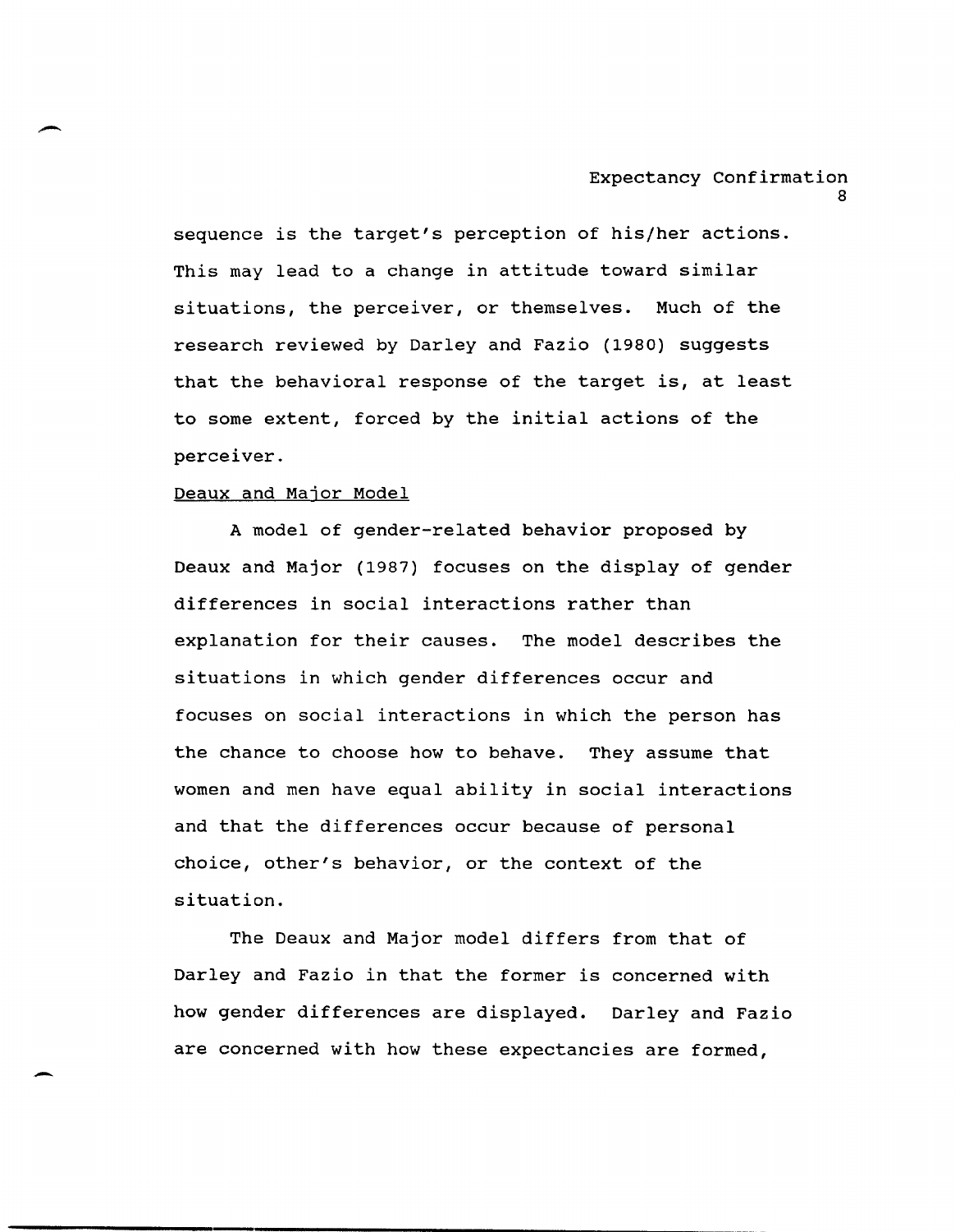sequence is the target's perception of his/her actions. This may lead to a change in attitude toward similar situations, the perceiver, or themselves. Much of the research reviewed by Darley and Fazio (1980) suggests that the behavioral response of the target is, at least to some extent, forced by the initial actions of the perceiver.

### Deaux and Major Model

A model of gender-related behavior proposed by Deaux and Major (1987) focuses on the display of gender differences in social interactions rather than explanation for their causes. The model describes the situations in which gender differences occur and focuses on social interactions in which the person has the chance to choose how to behave. They assume that women and men have equal ability in social interactions and that the differences occur because of personal choice, other's behavior, or the context of the situation.

The Deaux and Major model differs from that of Darley and Fazio in that the former is concerned with how gender differences are displayed. Darley and Fazio are concerned with how these expectancies are formed,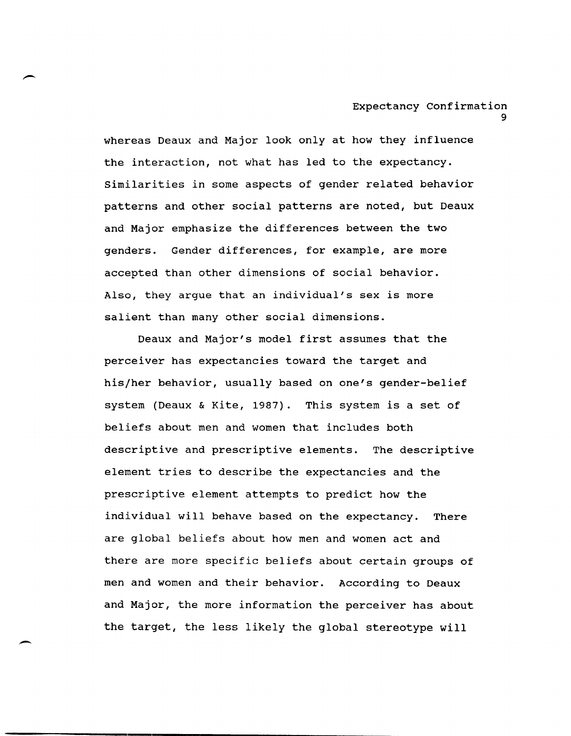whereas Deaux and Major look only at how they influence the interaction, not what has led to the expectancy. Similarities in some aspects of gender related behavior patterns and other social patterns are noted, but Deaux and Major emphasize the differences between the two genders. Gender differences, for example, are more accepted than other dimensions of social behavior. Also, they argue that an individual's sex is more salient than many other social dimensions.

Deaux and Major's model first assumes that the perceiver has expectancies toward the target and his/her behavior, usually based on one's gender-belief system (Deaux & Kite, 1987). This system is a set of beliefs about men and women that includes both descriptive and prescriptive elements. The descriptive element tries to describe the expectancies and the prescriptive element attempts to predict how the individual will behave based on the expectancy. There are global beliefs about how men and women act and there are more specific beliefs about certain groups of men and women and their behavior. According to Deaux and Major, the more information the perceiver has about the target, the less likely the global stereotype will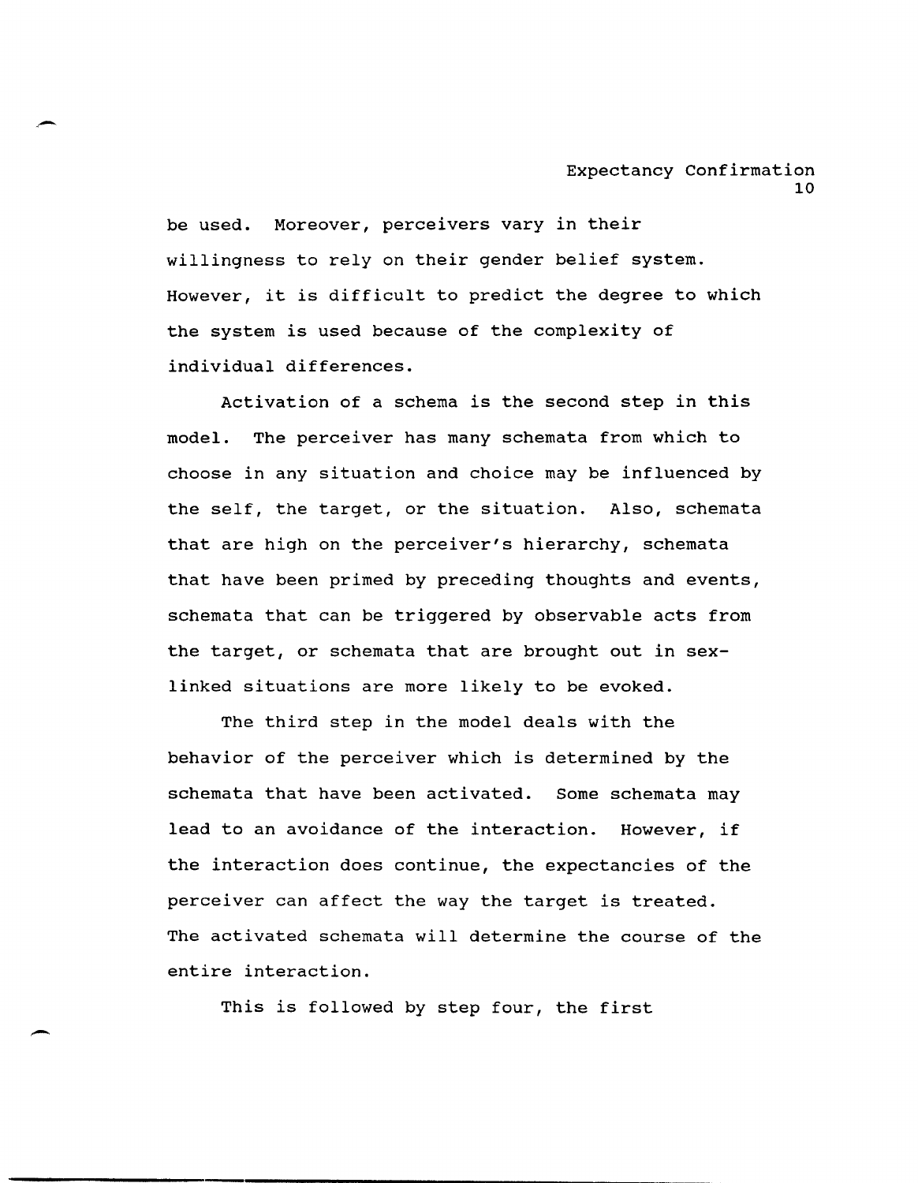be used. Moreover, perceivers vary in their willingness to rely on their gender belief system. However, it is difficult to predict the degree to which the system is used because of the complexity of individual differences.

Activation of a schema is the second step in this model. The perceiver has many schemata from which to choose in any situation and choice may be influenced by the self, the target, or the situation. Also, schemata that are high on the perceiver's hierarchy, schemata that have been primed by preceding thoughts and events, schemata that can be triggered by observable acts from the target, or schemata that are brought out in sex-linked situations are more likely to be evoked.

The third step in the model deals with the behavior of the perceiver which is determined by the schemata that have been activated. Some schemata may lead to an avoidance of the interaction. However, if the interaction does continue, the expectancies of the perceiver can affect the way the target is treated. The activated schemata will determine the course of the entire interaction.

This is followed by step four, the first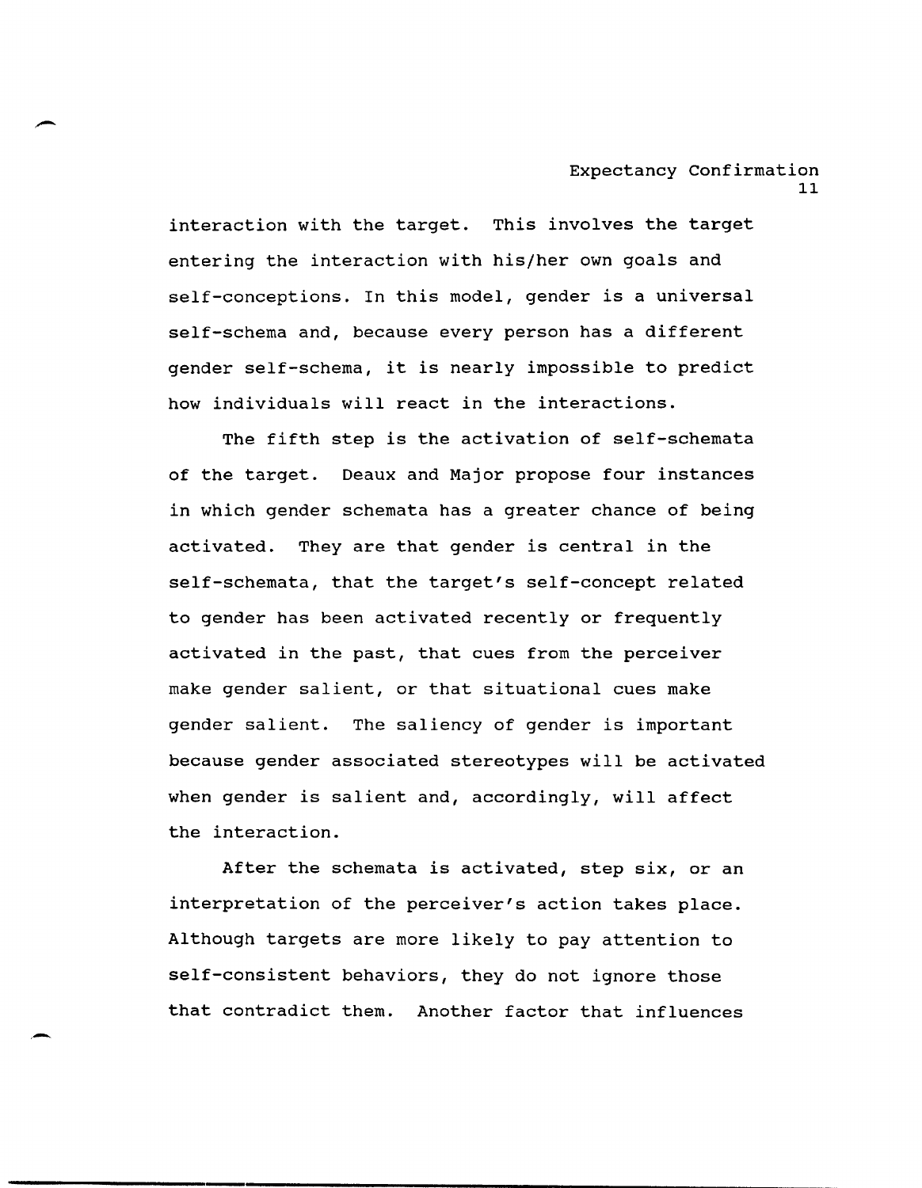interaction with the target. This involves the target entering the interaction with his/her own goals and self-conceptions. In this model, gender is a universal self-schema and, because every person has a different gender self-schema, it is nearly impossible to predict how individuals will react in the interactions.

The fifth step is the activation of self-schemata of the target. Deaux and Major propose four instances in which gender schemata has a greater chance of being activated. They are that gender is central in the self-schemata, that the target's self-concept related to gender has been activated recently or frequently activated in the past, that cues from the perceiver make gender salient, or that situational cues make gender salient. The saliency of gender is important because gender associated stereotypes will be activated when gender is salient and, accordingly, will affect the interaction.

After the schemata is activated, step six, or an interpretation of the perceiver's action takes place. Although targets are more likely to pay attention to self-consistent behaviors, they do not ignore those that contradict them. Another factor that influences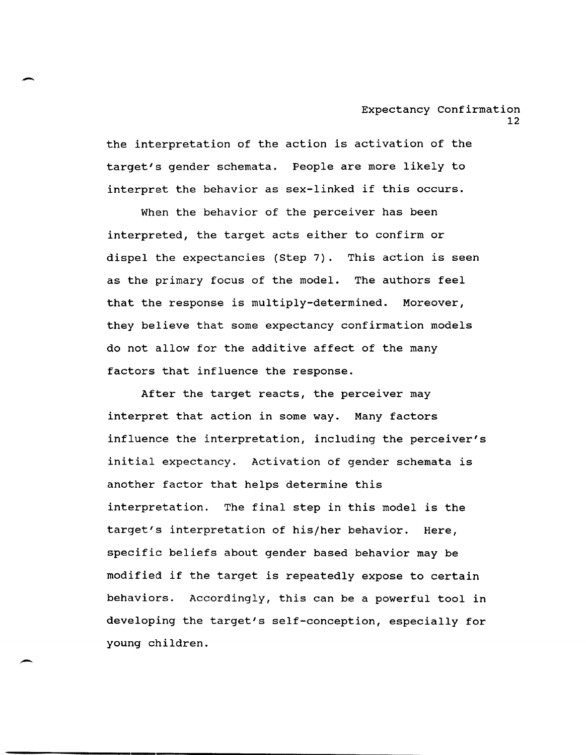the interpretation of the action is activation of the target's gender schemata. People are more likely to interpret the behavior as sex-linked if this occurs.

When the behavior of the perceiver has been interpreted, the target acts either to confirm or dispel the expectancies (Step 7). This action is seen as the primary focus of the model. The authors feel that the response is multiply-determined. Moreover, they believe that some expectancy confirmation models do not allow for the additive affect of the many factors that influence the response.

After the target reacts, the perceiver may interpret that action in some way. Many factors influence the interpretation, including the perceiver's initial expectancy. Activation of gender schemata is another factor that helps determine this interpretation. The final step in this model is the target's interpretation of his/her behavior. Here, specific beliefs about gender based behavior may be modified if the target is repeatedly expose to certain behaviors. Accordingly, this can be a powerful tool in developing the target's self-conception, especially for young children.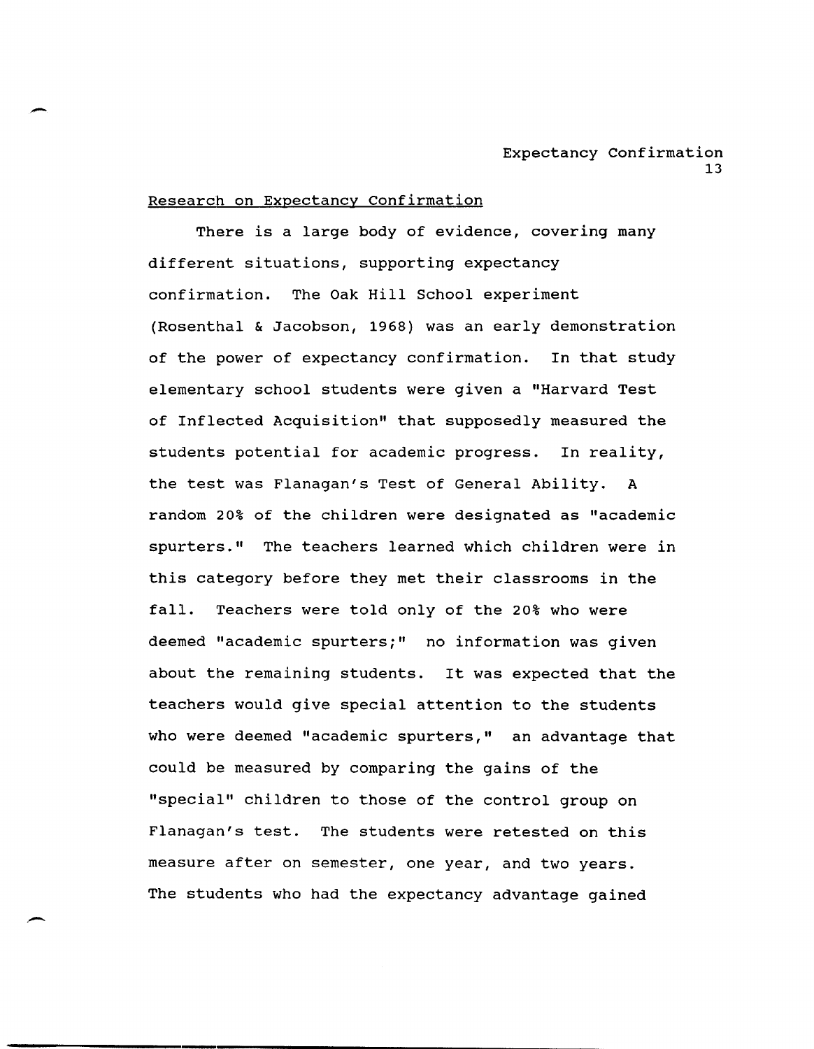Research on Expectancy Confirmation

There is a large body of evidence, covering many different situations, supporting expectancy confirmation. The Oak Hill School experiment (Rosenthal & Jacobson, 1968) was an early demonstration of the power of expectancy confirmation. In that study elementary school students were given a "Harvard Test of Inflected Acquisition" that supposedly measured the students potential for academic progress. In reality, the test was Flanagan's Test of General Ability. A random 20% of the children were designated as "academic spurters." The teachers learned which children were in this category before they met their classrooms in the fall. Teachers were told only of the 20% who were deemed "academic spurters;" no information was given about the remaining students. It was expected that the teachers would give special attention to the students who were deemed "academic spurters," an advantage that could be measured by comparing the gains of the "special" children to those of the control group on Flanagan's test. The students were retested on this measure after on semester, one year, and two years. The students who had the expectancy advantage gained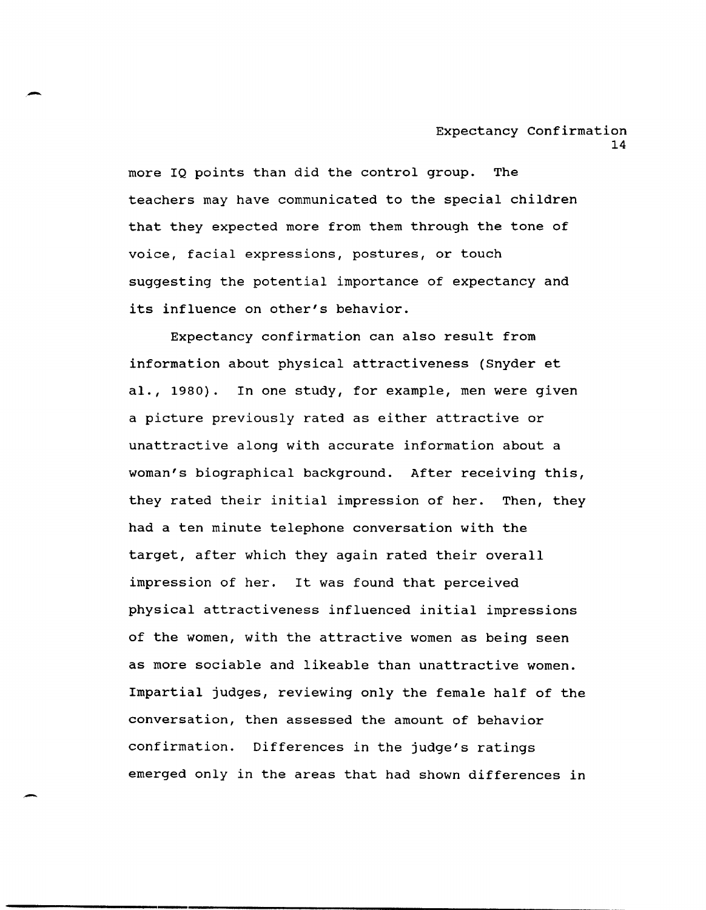more IQ points than did the control group. The teachers may have communicated to the special children that they expected more from them through the tone of voice, facial expressions, postures, or touch suggesting the potential importance of expectancy and its influence on other's behavior.

Expectancy confirmation can also result from information about physical attractiveness (Snyder et al., 1980). In one study, for example, men were given a picture previously rated as either attractive or unattractive along with accurate information about a woman's biographical background. After receiving this, they rated their initial impression of her. Then, they had a ten minute telephone conversation with the target, after which they again rated their overall impression of her. It was found that perceived physical attractiveness influenced initial impressions of the women, with the attractive women as being seen as more sociable and likeable than unattractive women. Impartial judges, reviewing only the female half of the conversation, then assessed the amount of behavior confirmation. Differences in the judge's ratings emerged only in the areas that had shown differences in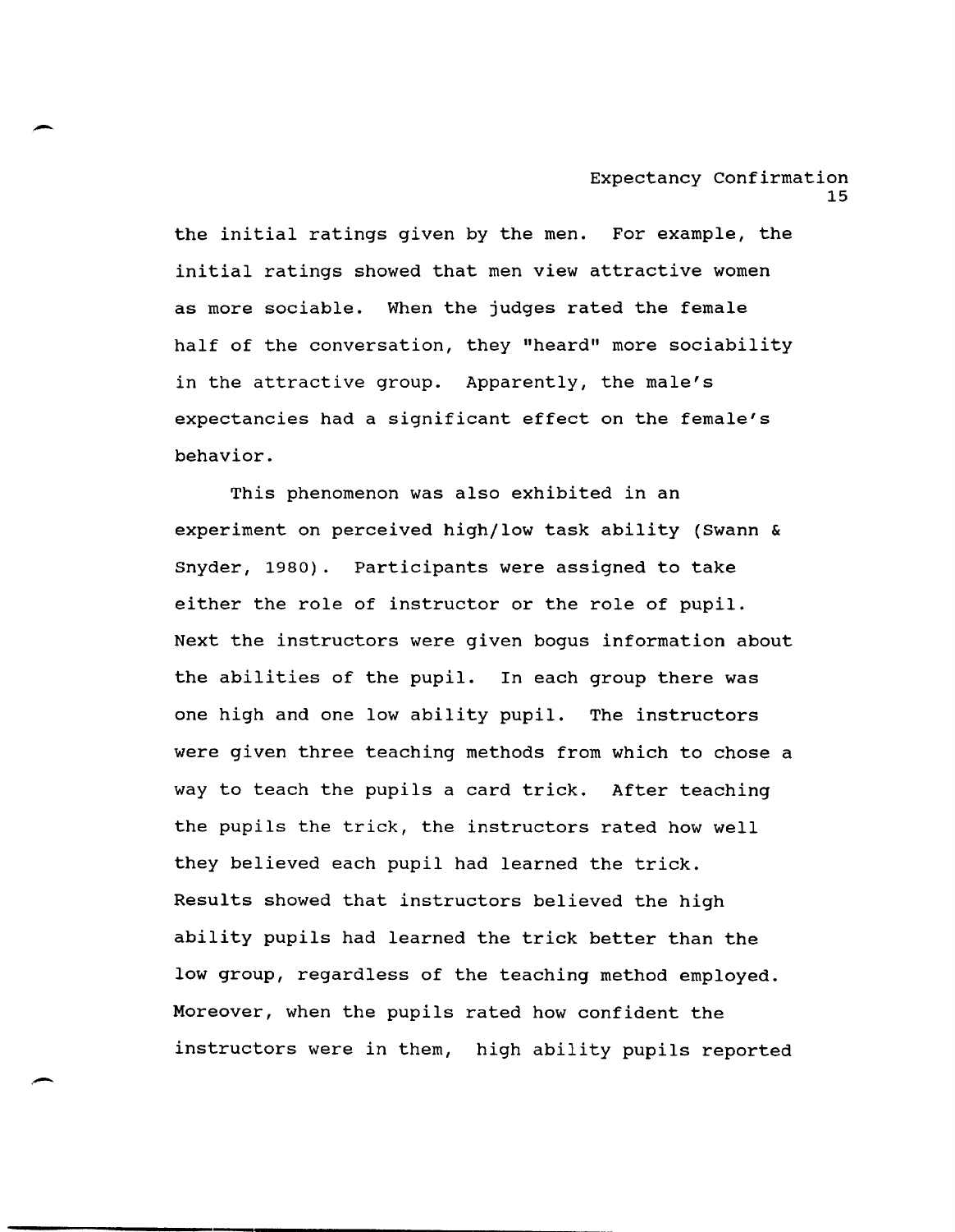the initial ratings given by the men. For example, the initial ratings showed that men view attractive women as more sociable. When the judges rated the female half of the conversation, they "heard" more sociability in the attractive group. Apparently, the male's expectancies had a significant effect on the female's behavior.

This phenomenon was also exhibited in an experiment on perceived high/low task ability (Swann & Snyder, 1980). Participants were assigned to take either the role of instructor or the role of pupil. Next the instructors were given bogus information about the abilities of the pupil. In each group there was one high and one low ability pupil. The instructors were given three teaching methods from which to chose a way to teach the pupils a card trick. After teaching the pupils the trick, the instructors rated how well they believed each pupil had learned the trick. Results showed that instructors believed the high ability pupils had learned the trick better than the low group, regardless of the teaching method employed. Moreover, when the pupils rated how confident the instructors were in them, high ability pupils reported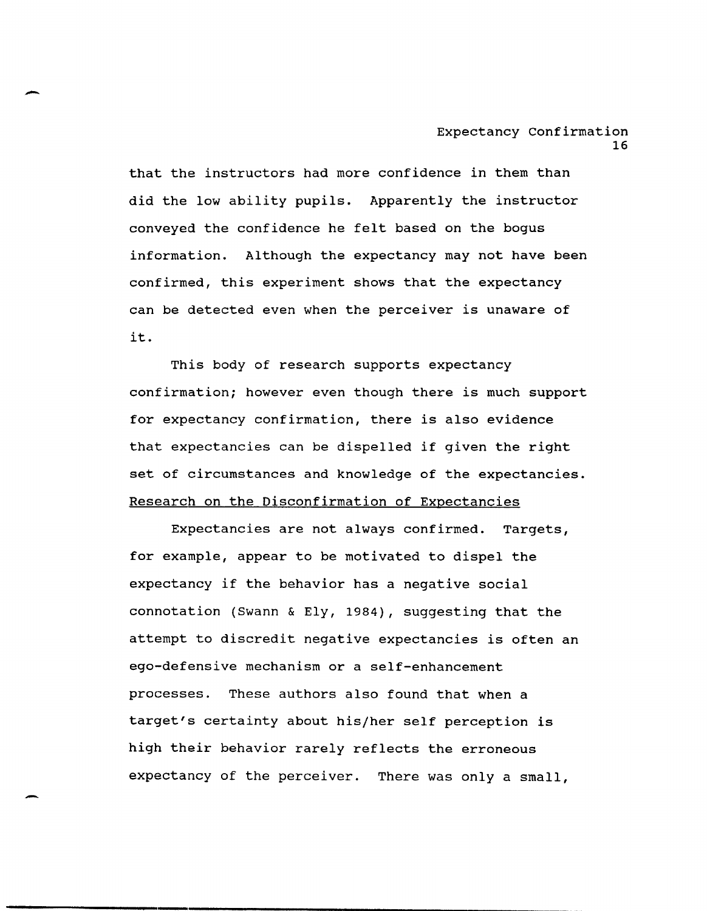that the instructors had more confidence in them than did the low ability pupils. Apparently the instructor conveyed the confidence he felt based on the bogus information. Although the expectancy may not have been confirmed, this experiment shows that the expectancy can be detected even when the perceiver is unaware of it.

This body of research supports expectancy confirmation; however even though there is much support for expectancy confirmation, there is also evidence that expectancies can be dispelled if given the right set of circumstances and knowledge of the expectancies.

## Research on the Disconfirmation of Expectancies

Expectancies are not always confirmed. Targets, for example, appear to be motivated to dispel the expectancy if the behavior has a negative social connotation (Swann & Ely, 1984), suggesting that the attempt to discredit negative expectancies is often an ego-defensive mechanism or a self-enhancement processes. These authors also found that when a target's certainty about his/her self perception is high their behavior rarely reflects the erroneous expectancy of the perceiver. There was only a small,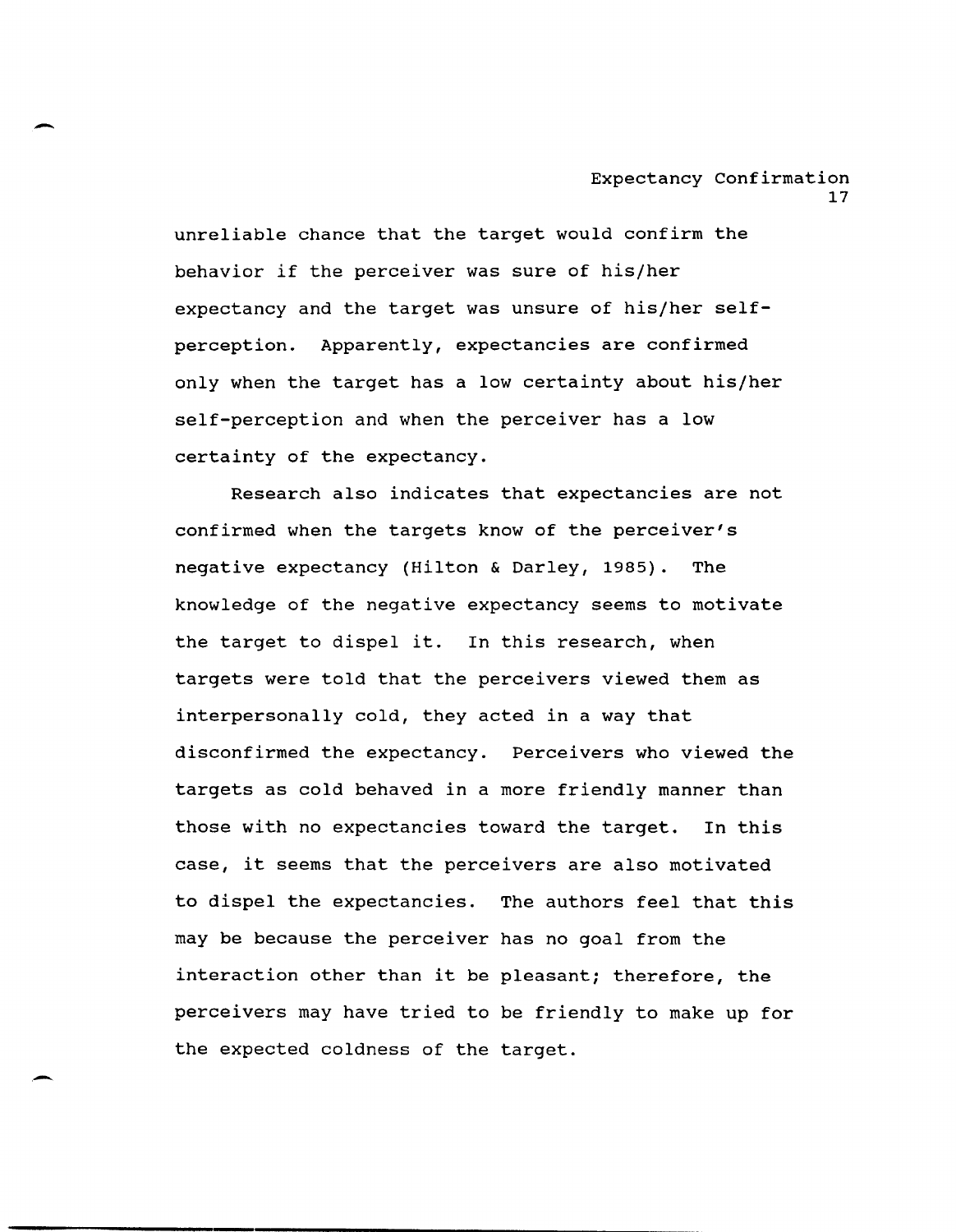unreliable chance that the target would confirm the behavior if the perceiver was sure of his/her expectancy and the target was unsure of his/her self-perception. Apparently, expectancies are confirmed only when the target has a low certainty about his/her self-perception and when the perceiver has a low certainty of the expectancy.

Research also indicates that expectancies are not confirmed when the targets know of the perceiver's negative expectancy (Hilton & Darley, 1985). The knowledge of the negative expectancy seems to motivate the target to dispel it. In this research, when targets were told that the perceivers viewed them as interpersonally cold, they acted in a way that disconfirmed the expectancy. Perceivers who viewed the targets as cold behaved in a more friendly manner than those with no expectancies toward the target. In this case, it seems that the perceivers are also motivated to dispel the expectancies. The authors feel that this may be because the perceiver has no goal from the interaction other than it be pleasant; therefore, the perceivers may have tried to be friendly to make up for the expected coldness of the target.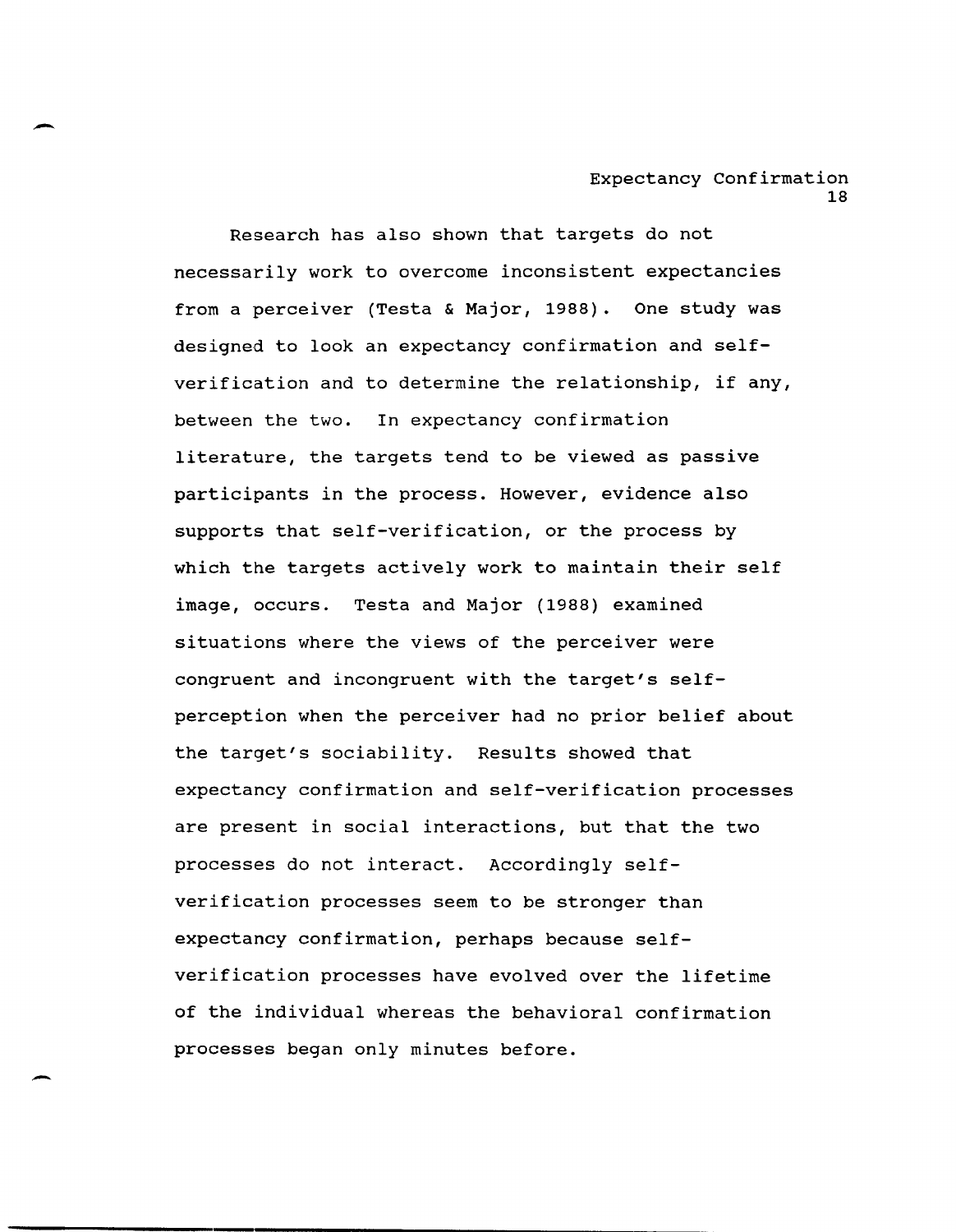Research has also shown that targets do not necessarily work to overcome inconsistent expectancies from a perceiver (Testa & Major, 1988). One study was designed to look an expectancy confirmation and self-verification and to determine the relationship, if any, between the two. In expectancy confirmation literature, the targets tend to be viewed as passive participants in the process. However, evidence also supports that self-verification, or the process by which the targets actively work to maintain their self image, occurs. Testa and Major (1988) examined situations where the views of the perceiver were congruent and incongruent with the target's self-perception when the perceiver had no prior belief about the target's sociability. Results showed that expectancy confirmation and self-verification processes are present in social interactions, but that the two processes do not interact. Accordingly self-verification processes seem to be stronger than expectancy confirmation, perhaps because self-verification processes have evolved over the lifetime of the individual whereas the behavioral confirmation processes began only minutes before.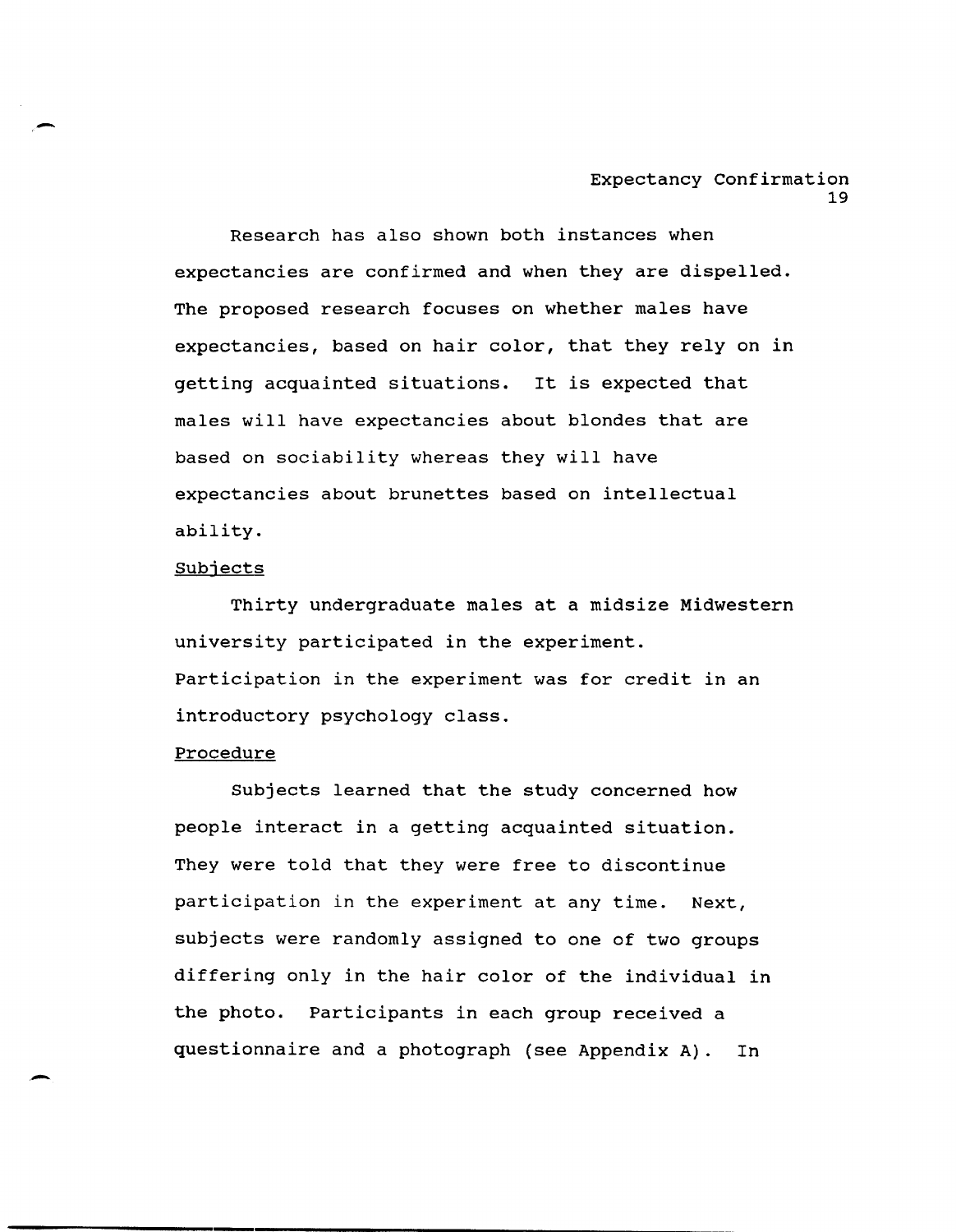Research has also shown both instances when expectancies are confirmed and when they are dispelled. The proposed research focuses on whether males have expectancies, based on hair color, that they rely on in getting acquainted situations. It is expected that males will have expectancies about blondes that are based on sociability whereas they will have expectancies about brunettes based on intellectual ability.

### Subjects

Thirty undergraduate males at a midsize Midwestern university participated in the experiment. Participation in the experiment was for credit in an introductory psychology class.

### Procedure

Subjects learned that the study concerned how people interact in a getting acquainted situation. They were told that they were free to discontinue participation in the experiment at any time. Next, subjects were randomly assigned to one of two groups differing only in the hair color of the individual in the photo. Participants in each group received a questionnaire and a photograph (see Appendix A). In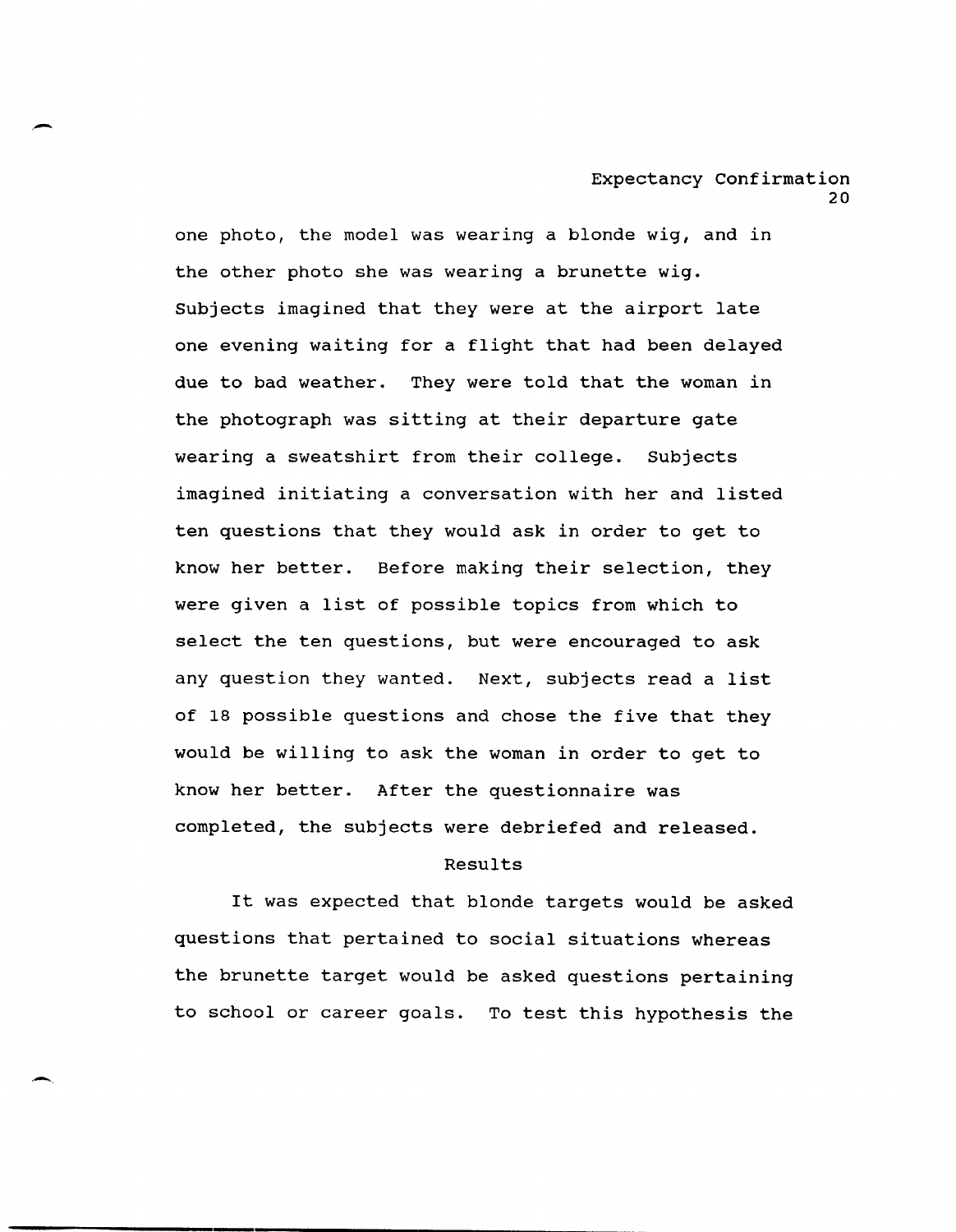one photo, the model was wearing a blonde wig, and in the other photo she was wearing a brunette wig. Subjects imagined that they were at the airport late one evening waiting for a flight that had been delayed due to bad weather. They were told that the woman in the photograph was sitting at their departure gate wearing a sweatshirt from their college. Subjects imagined initiating a conversation with her and listed ten questions that they would ask in order to get to know her better. Before making their selection, they were given a list of possible topics from which to select the ten questions, but were encouraged to ask any question they wanted. Next, subjects read a list of 18 possible questions and chose the five that they would be willing to ask the woman in order to get to know her better. After the questionnaire was completed, the subjects were debriefed and released.

## Results

It was expected that blonde targets would be asked questions that pertained to social situations whereas the brunette target would be asked questions pertaining to school or career goals. To test this hypothesis the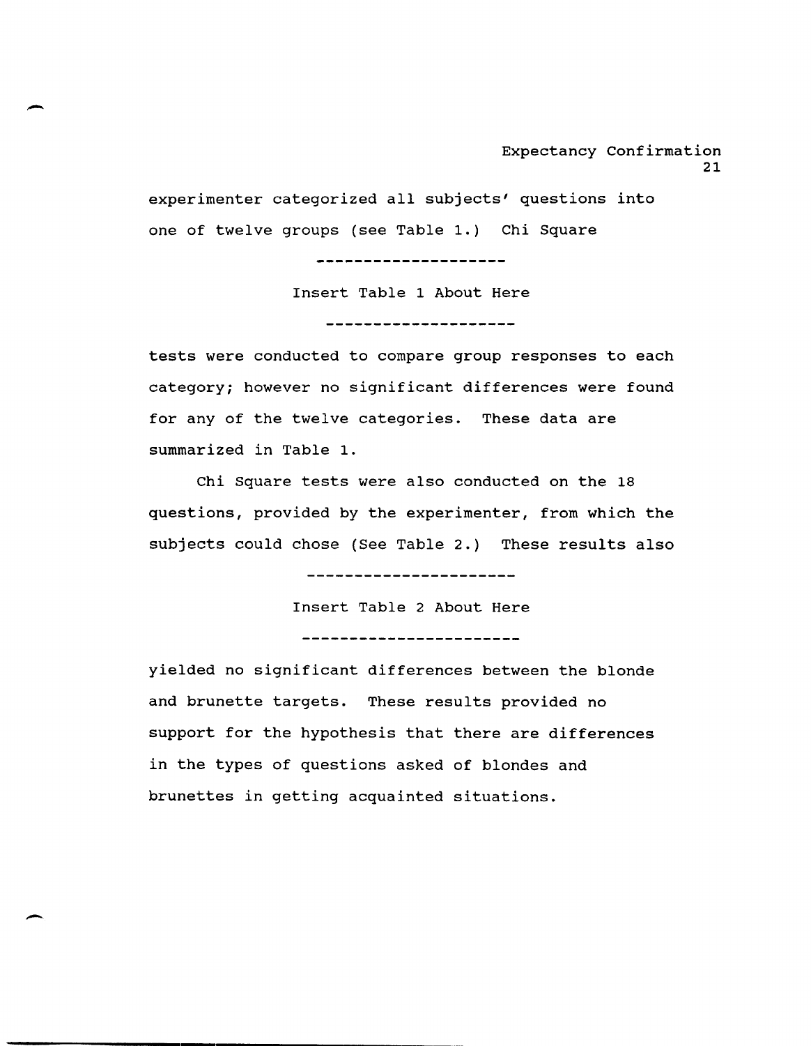experimenter categorized all subjects' questions into one of twelve groups (see Table 1.) Chi Square

---

Insert Table 1 About Here

---

tests were conducted to compare group responses to each category; however no significant differences were found for any of the twelve categories. These data are summarized in Table 1.

Chi Square tests were also conducted on the 18 questions, provided by the experimenter, from which the subjects could chose (See Table 2.) These results also

---

Insert Table 2 About Here

---

yielded no significant differences between the blonde and brunette targets. These results provided no support for the hypothesis that there are differences in the types of questions asked of blondes and brunettes in getting acquainted situations.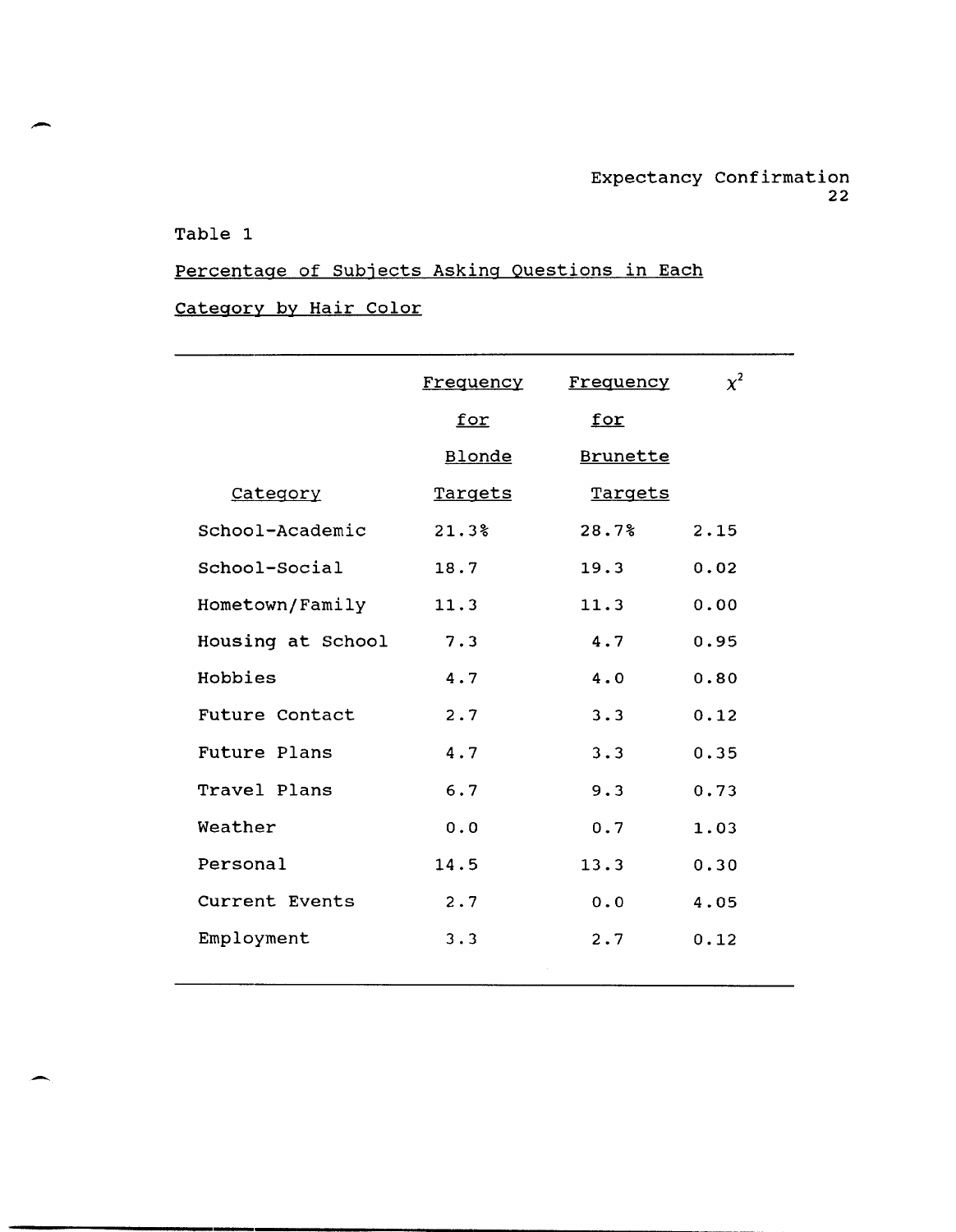Table 1

Percentage of Subjects Asking Questions in Each Category by Hair Color

| Category | Frequency for Blonde Targets | Frequency for Brunette Targets | $\chi^2$ |
|---|---|---|---|
| School-Academic | 21.3% | 28.7% | 2.15 |
| School-Social | 18.7 | 19.3 | 0.02 |
| Hometown/Family | 11.3 | 11.3 | 0.00 |
| Housing at School | 7.3 | 4.7 | 0.95 |
| Hobbies | 4.7 | 4.0 | 0.80 |
| Future Contact | 2.7 | 3.3 | 0.12 |
| Future Plans | 4.7 | 3.3 | 0.35 |
| Travel Plans | 6.7 | 9.3 | 0.73 |
| Weather | 0.0 | 0.7 | 1.03 |
| Personal | 14.5 | 13.3 | 0.30 |
| Current Events | 2.7 | 0.0 | 4.05 |
| Employment | 3.3 | 2.7 | 0.12 |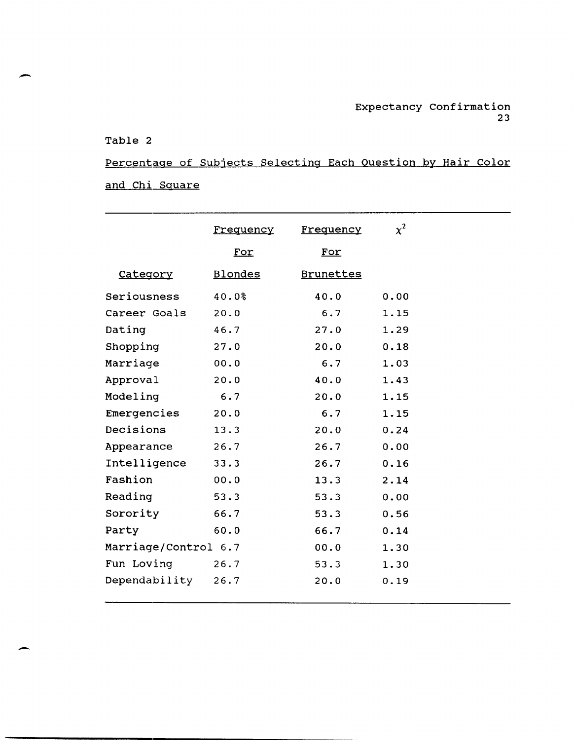Table 2

Percentage of Subjects Selecting Each Question by Hair Color and Chi Square

| Category | Frequency For Blondes | Frequency For Brunettes | $\chi^2$ |
|---|---|---|---|
| Seriousness | 40.0% | 40.0 | 0.00 |
| Career Goals | 20.0 | 6.7 | 1.15 |
| Dating | 46.7 | 27.0 | 1.29 |
| Shopping | 27.0 | 20.0 | 0.18 |
| Marriage | 00.0 | 6.7 | 1.03 |
| Approval | 20.0 | 40.0 | 1.43 |
| Modeling | 6.7 | 20.0 | 1.15 |
| Emergencies | 20.0 | 6.7 | 1.15 |
| Decisions | 13.3 | 20.0 | 0.24 |
| Appearance | 26.7 | 26.7 | 0.00 |
| Intelligence | 33.3 | 26.7 | 0.16 |
| Fashion | 00.0 | 13.3 | 2.14 |
| Reading | 53.3 | 53.3 | 0.00 |
| Sorority | 66.7 | 53.3 | 0.56 |
| Party | 60.0 | 66.7 | 0.14 |
| Marriage/Control | 6.7 | 00.0 | 1.30 |
| Fun Loving | 26.7 | 53.3 | 1.30 |
| Dependability | 26.7 | 20.0 | 0.19 |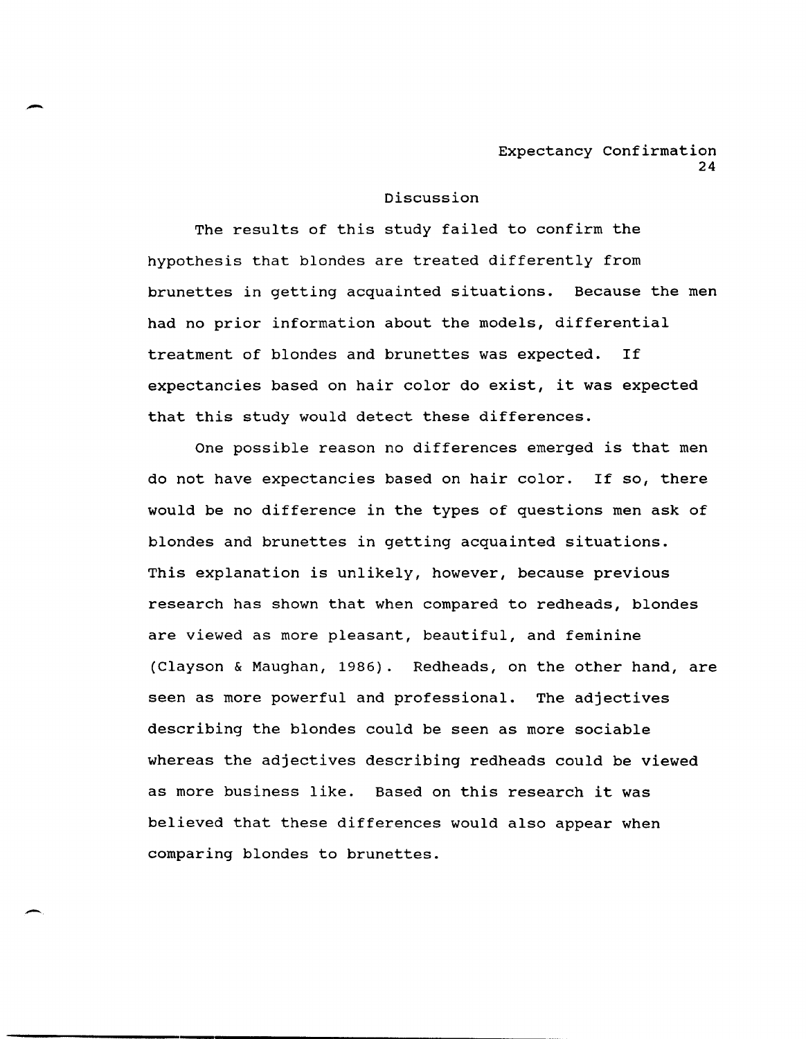## Discussion

The results of this study failed to confirm the hypothesis that blondes are treated differently from brunettes in getting acquainted situations. Because the men had no prior information about the models, differential treatment of blondes and brunettes was expected. If expectancies based on hair color do exist, it was expected that this study would detect these differences.

One possible reason no differences emerged is that men do not have expectancies based on hair color. If so, there would be no difference in the types of questions men ask of blondes and brunettes in getting acquainted situations. This explanation is unlikely, however, because previous research has shown that when compared to redheads, blondes are viewed as more pleasant, beautiful, and feminine (Clayson & Maughan, 1986). Redheads, on the other hand, are seen as more powerful and professional. The adjectives describing the blondes could be seen as more sociable whereas the adjectives describing redheads could be viewed as more business like. Based on this research it was believed that these differences would also appear when comparing blondes to brunettes.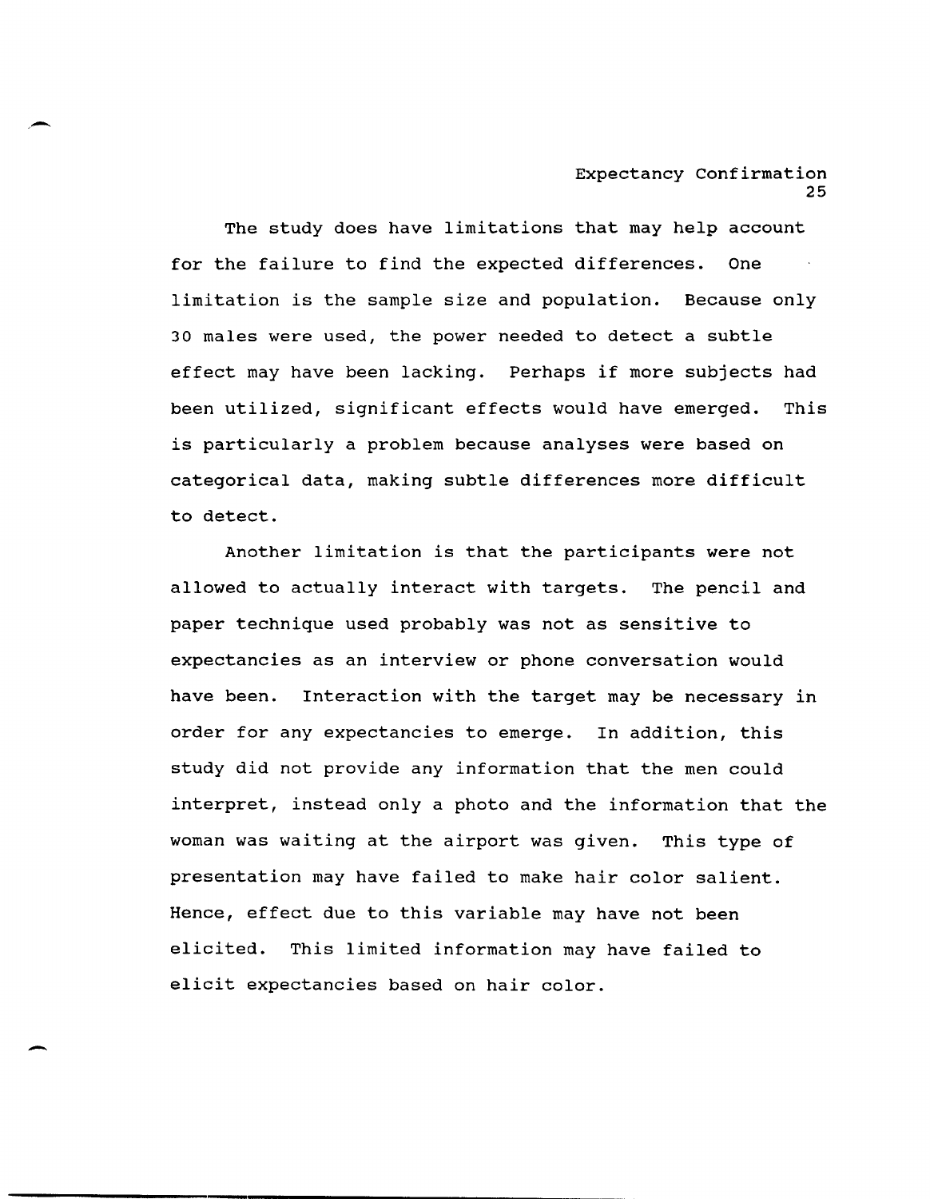The study does have limitations that may help account for the failure to find the expected differences. One limitation is the sample size and population. Because only 30 males were used, the power needed to detect a subtle effect may have been lacking. Perhaps if more subjects had been utilized, significant effects would have emerged. This is particularly a problem because analyses were based on categorical data, making subtle differences more difficult to detect.

Another limitation is that the participants were not allowed to actually interact with targets. The pencil and paper technique used probably was not as sensitive to expectancies as an interview or phone conversation would have been. Interaction with the target may be necessary in order for any expectancies to emerge. In addition, this study did not provide any information that the men could interpret, instead only a photo and the information that the woman was waiting at the airport was given. This type of presentation may have failed to make hair color salient. Hence, effect due to this variable may have not been elicited. This limited information may have failed to elicit expectancies based on hair color.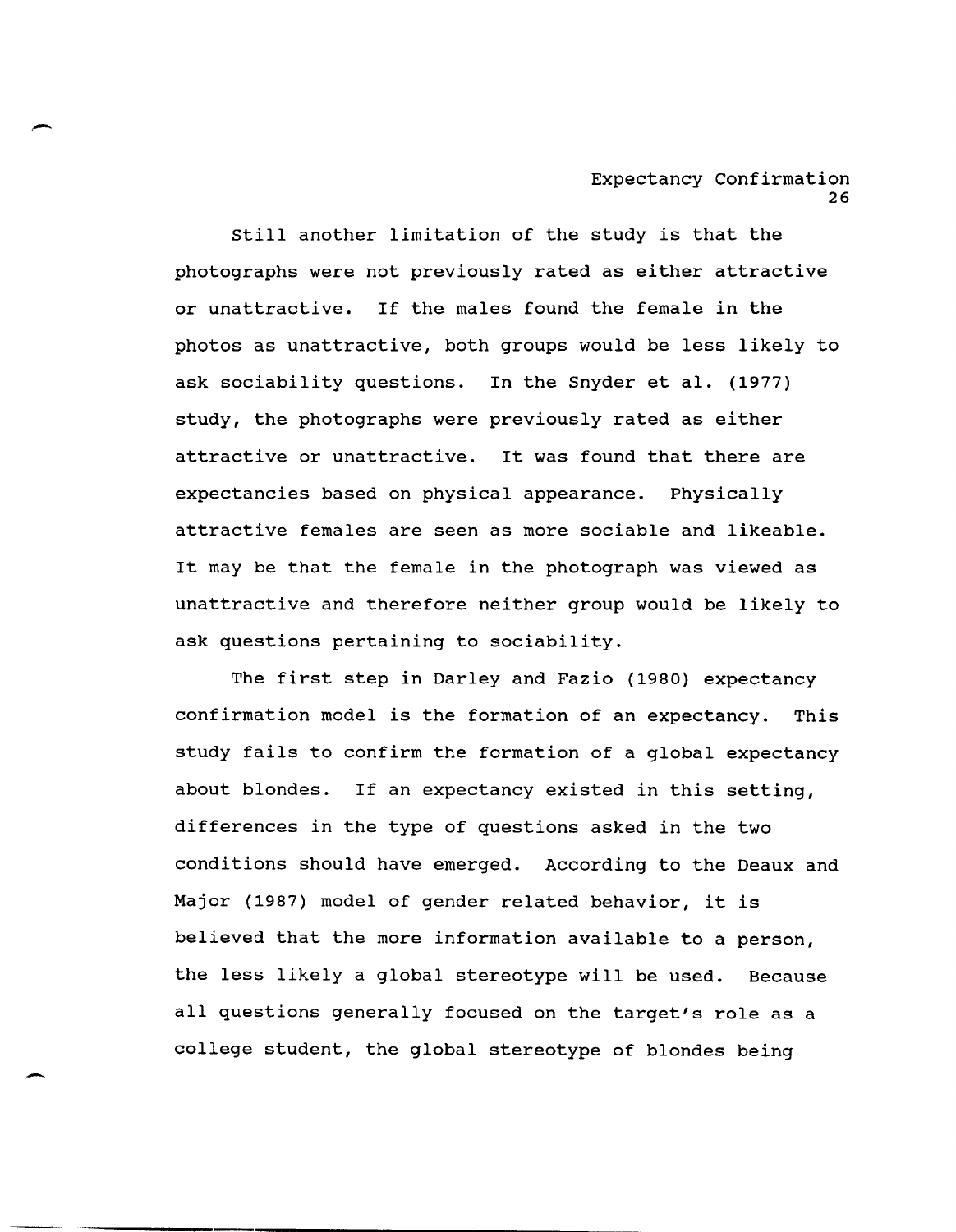Still another limitation of the study is that the photographs were not previously rated as either attractive or unattractive. If the males found the female in the photos as unattractive, both groups would be less likely to ask sociability questions. In the Snyder et al. (1977) study, the photographs were previously rated as either attractive or unattractive. It was found that there are expectancies based on physical appearance. Physically attractive females are seen as more sociable and likeable. It may be that the female in the photograph was viewed as unattractive and therefore neither group would be likely to ask questions pertaining to sociability.

The first step in Darley and Fazio (1980) expectancy confirmation model is the formation of an expectancy. This study fails to confirm the formation of a global expectancy about blondes. If an expectancy existed in this setting, differences in the type of questions asked in the two conditions should have emerged. According to the Deaux and Major (1987) model of gender related behavior, it is believed that the more information available to a person, the less likely a global stereotype will be used. Because all questions generally focused on the target's role as a college student, the global stereotype of blondes being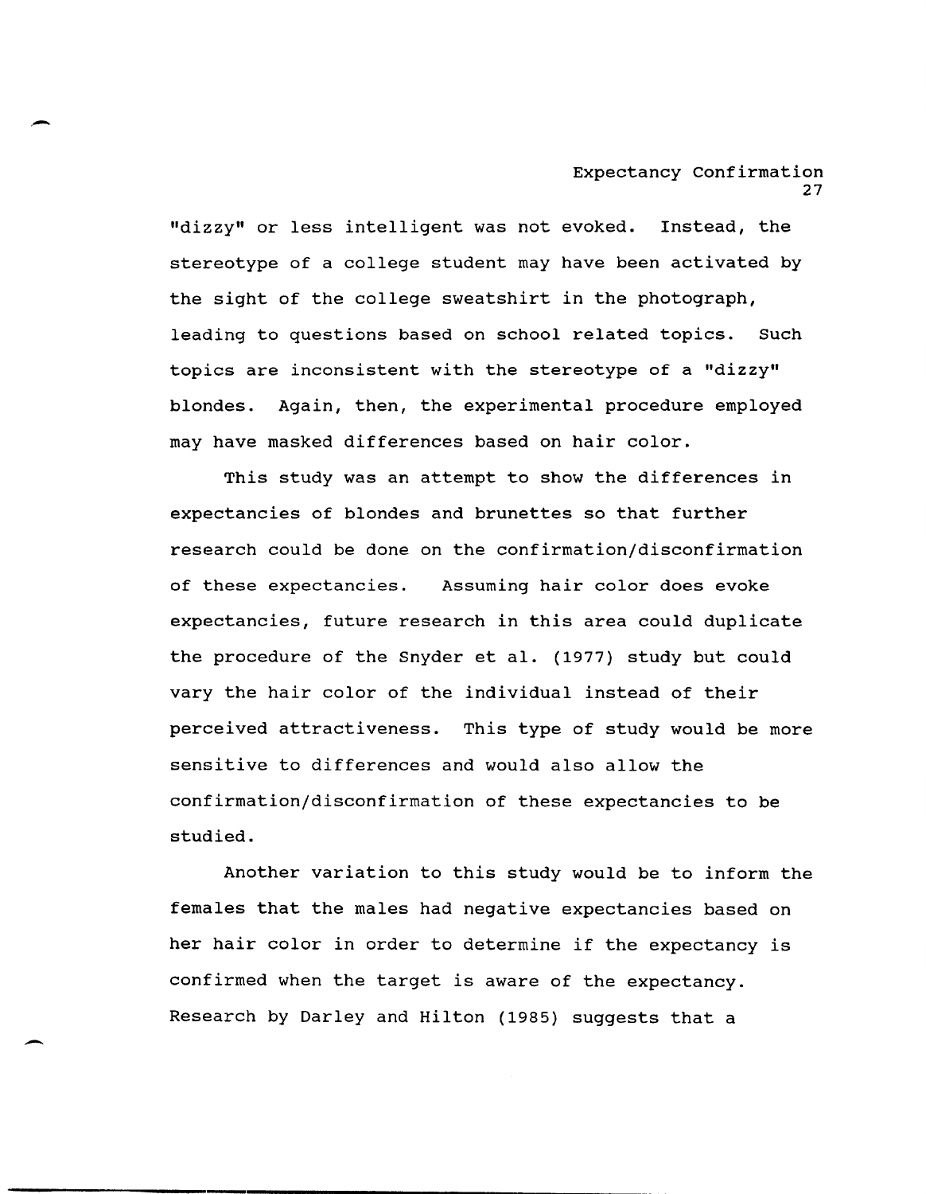"dizzy" or less intelligent was not evoked. Instead, the stereotype of a college student may have been activated by the sight of the college sweatshirt in the photograph, leading to questions based on school related topics. Such topics are inconsistent with the stereotype of a "dizzy" blondes. Again, then, the experimental procedure employed may have masked differences based on hair color.

This study was an attempt to show the differences in expectancies of blondes and brunettes so that further research could be done on the confirmation/disconfirmation of these expectancies. Assuming hair color does evoke expectancies, future research in this area could duplicate the procedure of the Snyder et al. (1977) study but could vary the hair color of the individual instead of their perceived attractiveness. This type of study would be more sensitive to differences and would also allow the confirmation/disconfirmation of these expectancies to be studied.

Another variation to this study would be to inform the females that the males had negative expectancies based on her hair color in order to determine if the expectancy is confirmed when the target is aware of the expectancy. Research by Darley and Hilton (1985) suggests that a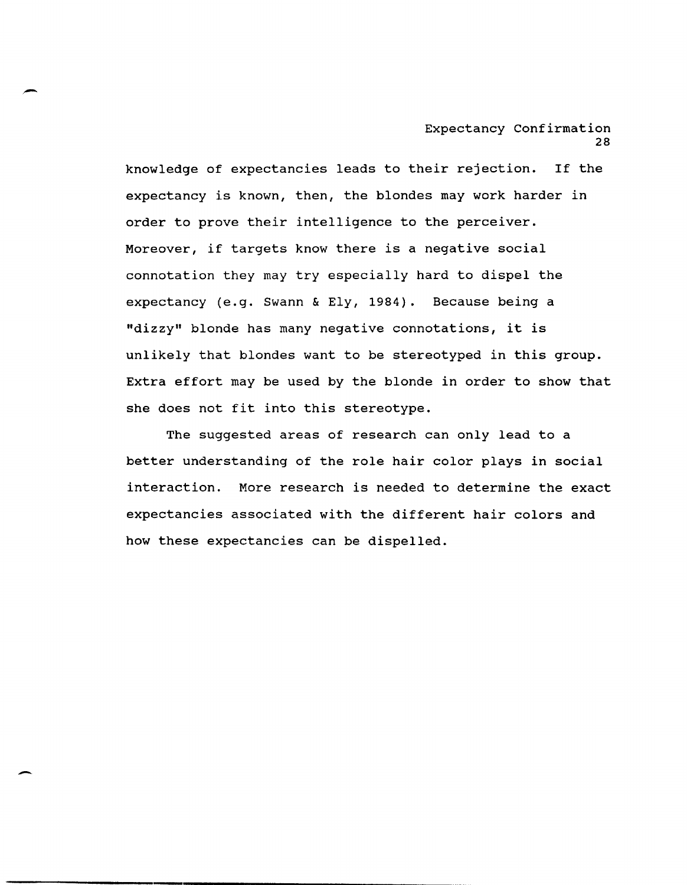knowledge of expectancies leads to their rejection. If the expectancy is known, then, the blondes may work harder in order to prove their intelligence to the perceiver. Moreover, if targets know there is a negative social connotation they may try especially hard to dispel the expectancy (e.g. Swann & Ely, 1984). Because being a "dizzy" blonde has many negative connotations, it is unlikely that blondes want to be stereotyped in this group. Extra effort may be used by the blonde in order to show that she does not fit into this stereotype.

The suggested areas of research can only lead to a better understanding of the role hair color plays in social interaction. More research is needed to determine the exact expectancies associated with the different hair colors and how these expectancies can be dispelled.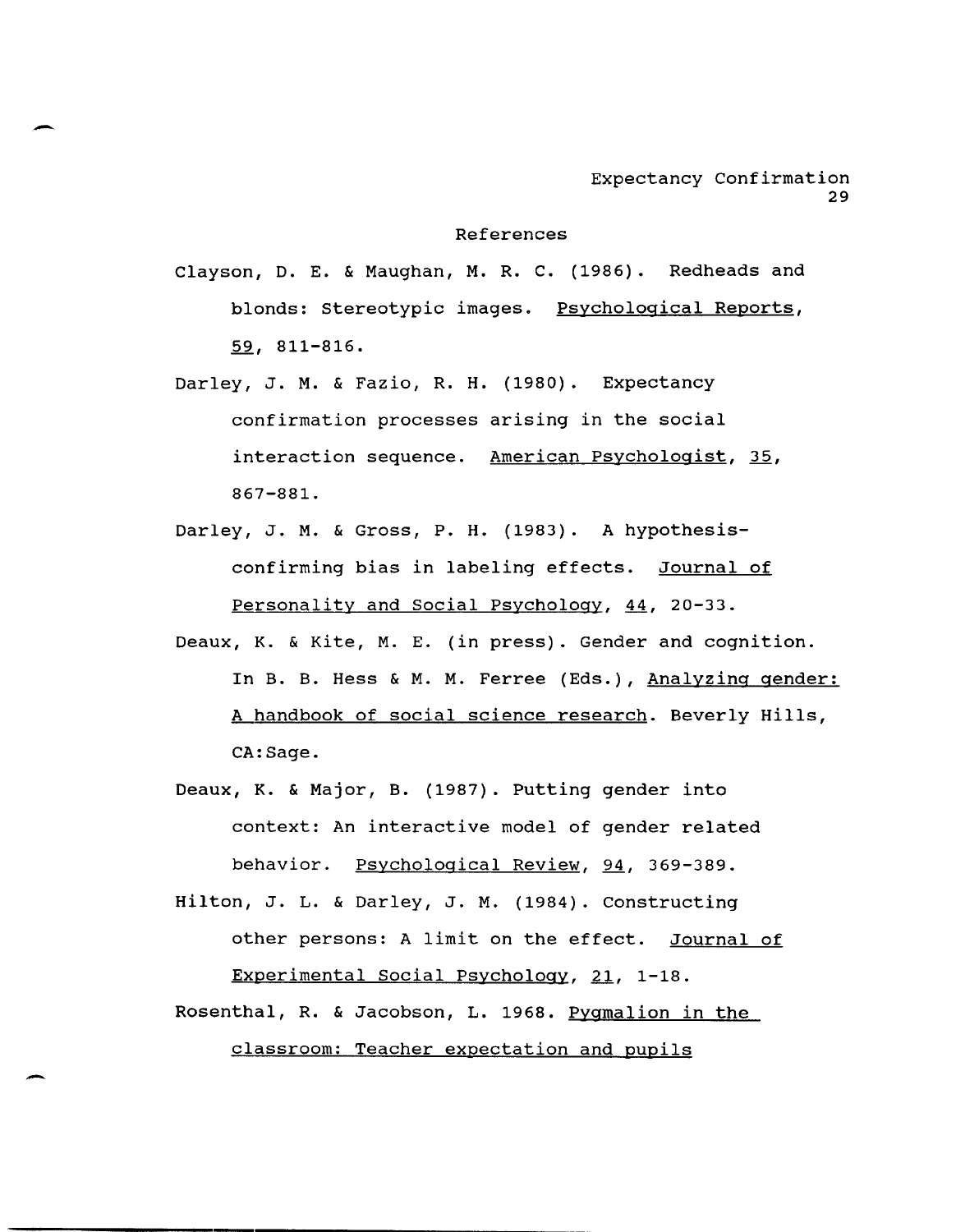# References

Clayson, D. E. & Maughan, M. R. C. (1986). Redheads and blonds: Stereotypic images. _Psychological Reports_, _59_, 811-816.

Darley, J. M. & Fazio, R. H. (1980). Expectancy confirmation processes arising in the social interaction sequence. _American Psychologist_, _35_, 867-881.

Darley, J. M. & Gross, P. H. (1983). A hypothesis-confirming bias in labeling effects. _Journal of Personality and Social Psychology_, _44_, 20-33.

Deaux, K. & Kite, M. E. (in press). Gender and cognition. In B. B. Hess & M. M. Ferree (Eds.), _Analyzing gender: A handbook of social science research_. Beverly Hills, CA:Sage.

Deaux, K. & Major, B. (1987). Putting gender into context: An interactive model of gender related behavior. _Psychological Review_, _94_, 369-389.

Hilton, J. L. & Darley, J. M. (1984). Constructing other persons: A limit on the effect. _Journal of Experimental Social Psychology_, _21_, 1-18.

Rosenthal, R. & Jacobson, L. 1968. _Pygmalion in the classroom: Teacher expectation and pupils_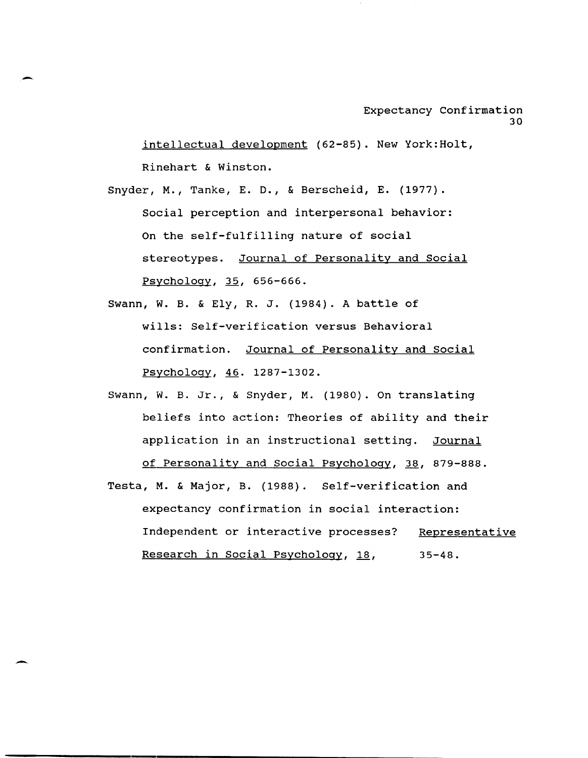intellectual development (62-85). New York:Holt, Rinehart & Winston.

Snyder, M., Tanke, E. D., & Berscheid, E. (1977). Social perception and interpersonal behavior: On the self-fulfilling nature of social stereotypes. Journal of Personality and Social Psychology, 35, 656-666.

Swann, W. B. & Ely, R. J. (1984). A battle of wills: Self-verification versus Behavioral confirmation. Journal of Personality and Social Psychology, 46. 1287-1302.

Swann, W. B. Jr., & Snyder, M. (1980). On translating beliefs into action: Theories of ability and their application in an instructional setting. Journal of Personality and Social Psychology, 38, 879-888.

Testa, M. & Major, B. (1988). Self-verification and expectancy confirmation in social interaction: Independent or interactive processes? Representative Research in Social Psychology, 18, 35-48.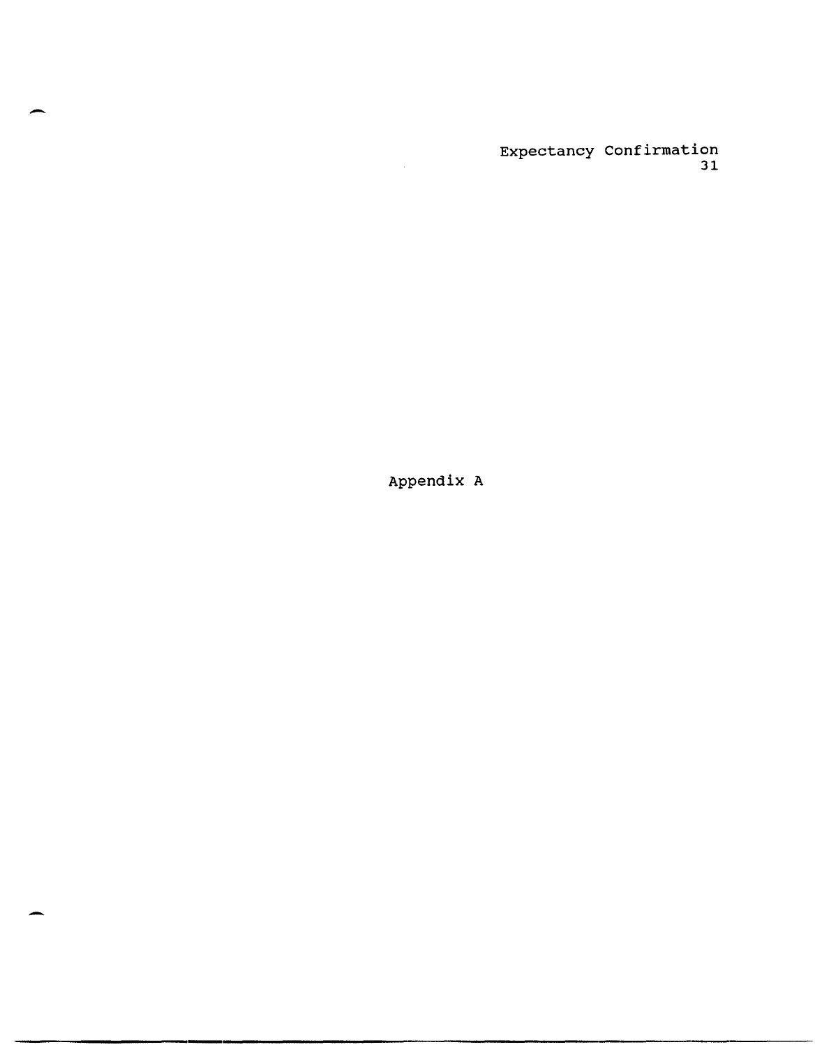# Appendix A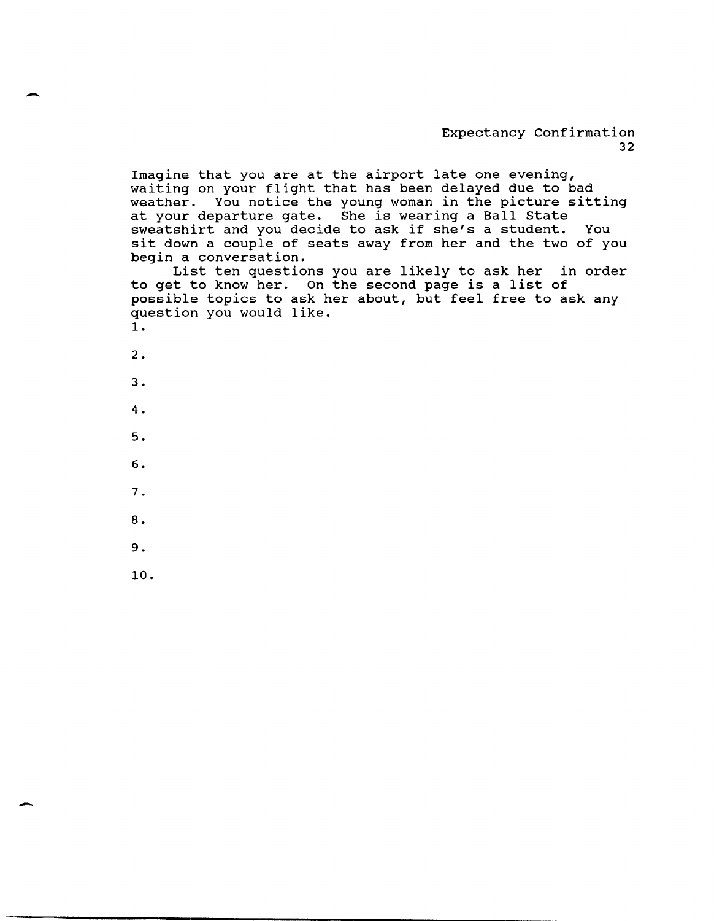Imagine that you are at the airport late one evening, waiting on your flight that has been delayed due to bad weather. You notice the young woman in the picture sitting at your departure gate. She is wearing a Ball State sweatshirt and you decide to ask if she's a student. You sit down a couple of seats away from her and the two of you begin a conversation.

List ten questions you are likely to ask her in order to get to know her. On the second page is a list of possible topics to ask her about, but feel free to ask any question you would like.

1.

2.

3.

4.

5.

6.

7.

8.

9.

10.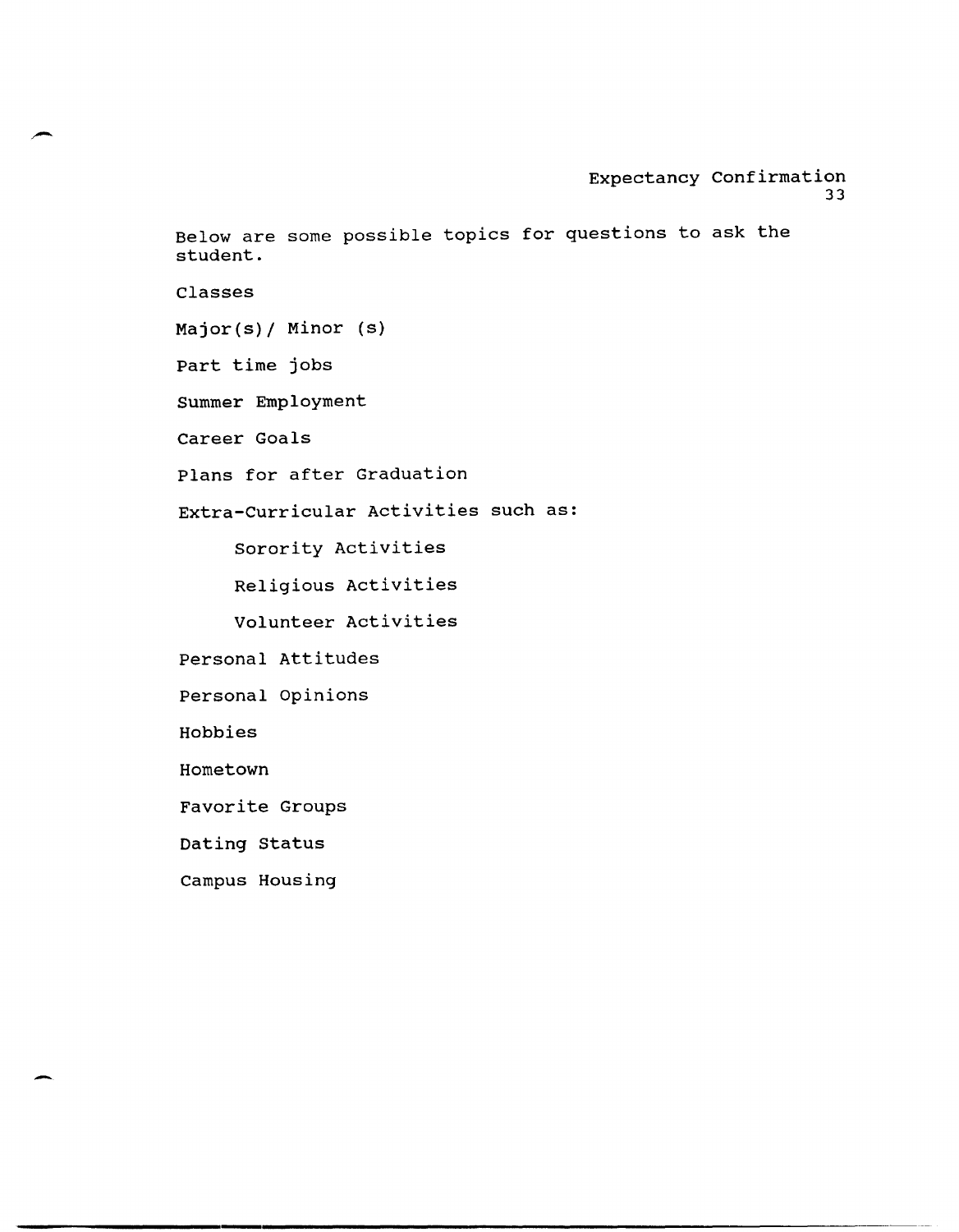Below are some possible topics for questions to ask the student.

Classes

Major(s)/ Minor (s)

Part time jobs

Summer Employment

Career Goals

Plans for after Graduation

Extra-Curricular Activities such as:

- Sorority Activities
- Religious Activities
- Volunteer Activities

Personal Attitudes

Personal Opinions

Hobbies

Hometown

Favorite Groups

Dating Status

Campus Housing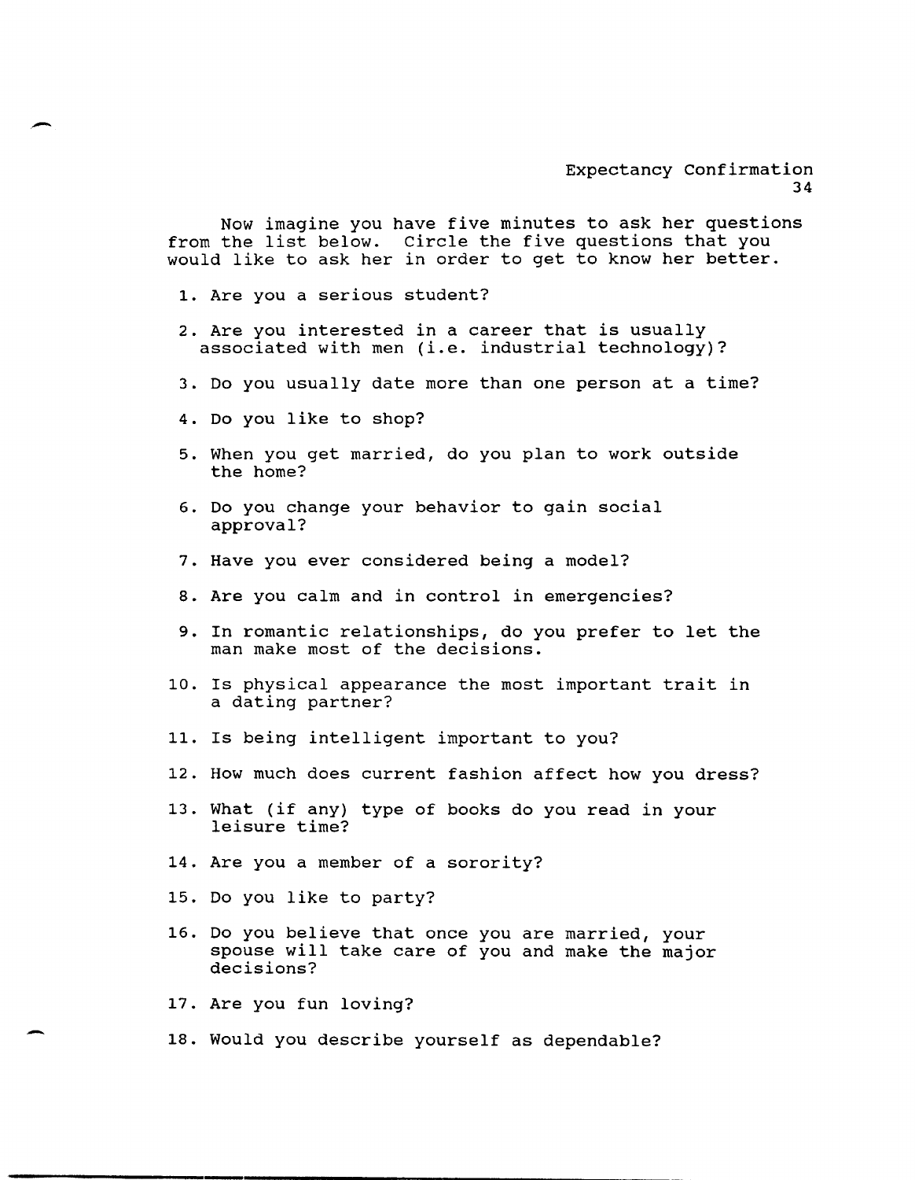Now imagine you have five minutes to ask her questions from the list below. Circle the five questions that you would like to ask her in order to get to know her better.

1. Are you a serious student?
2. Are you interested in a career that is usually associated with men (i.e. industrial technology)?
3. Do you usually date more than one person at a time?
4. Do you like to shop?
5. When you get married, do you plan to work outside the home?
6. Do you change your behavior to gain social approval?
7. Have you ever considered being a model?
8. Are you calm and in control in emergencies?
9. In romantic relationships, do you prefer to let the man make most of the decisions.
10. Is physical appearance the most important trait in a dating partner?
11. Is being intelligent important to you?
12. How much does current fashion affect how you dress?
13. What (if any) type of books do you read in your leisure time?
14. Are you a member of a sorority?
15. Do you like to party?
16. Do you believe that once you are married, your spouse will take care of you and make the major decisions?
17. Are you fun loving?
18. Would you describe yourself as dependable?